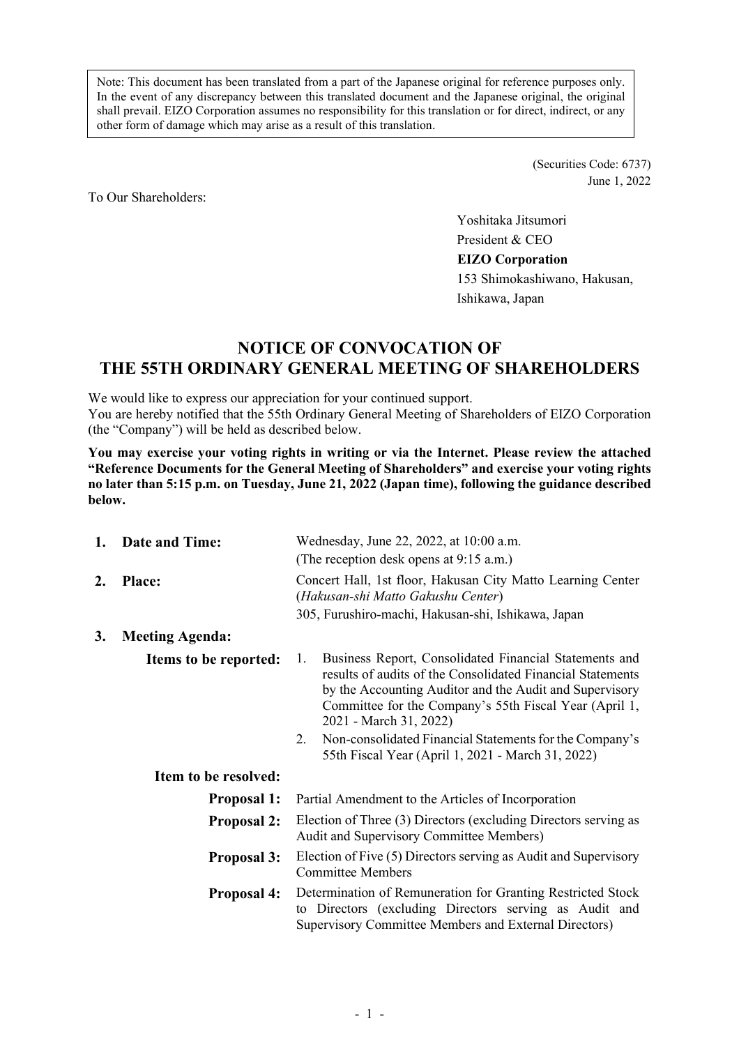> Note: This document has been translated from a part of the Japanese original for reference purposes only. In the event of any discrepancy between this translated document and the Japanese original, the original shall prevail. EIZO Corporation assumes no responsibility for this translation or for direct, indirect, or any other form of damage which may arise as a result of this translation.

(Securities Code: 6737)
June 1, 2022

To Our Shareholders:

Yoshitaka Jitsumori
President & CEO
**EIZO Corporation**
153 Shimokashiwano, Hakusan,
Ishikawa, Japan

# NOTICE OF CONVOCATION OF THE 55TH ORDINARY GENERAL MEETING OF SHAREHOLDERS

We would like to express our appreciation for your continued support.
You are hereby notified that the 55th Ordinary General Meeting of Shareholders of EIZO Corporation (the "Company") will be held as described below.

**You may exercise your voting rights in writing or via the Internet. Please review the attached "Reference Documents for the General Meeting of Shareholders" and exercise your voting rights no later than 5:15 p.m. on Tuesday, June 21, 2022 (Japan time), following the guidance described below.**

1. **Date and Time:** Wednesday, June 22, 2022, at 10:00 a.m.
(The reception desk opens at 9:15 a.m.)

2. **Place:** Concert Hall, 1st floor, Hakusan City Matto Learning Center (*Hakusan-shi Matto Gakushu Center*)
305, Furushiro-machi, Hakusan-shi, Ishikawa, Japan

3. **Meeting Agenda:**

**Items to be reported:**

1. Business Report, Consolidated Financial Statements and results of audits of the Consolidated Financial Statements by the Accounting Auditor and the Audit and Supervisory Committee for the Company's 55th Fiscal Year (April 1, 2021 - March 31, 2022)
2. Non-consolidated Financial Statements for the Company's 55th Fiscal Year (April 1, 2021 - March 31, 2022)

**Item to be resolved:**

**Proposal 1:** Partial Amendment to the Articles of Incorporation

**Proposal 2:** Election of Three (3) Directors (excluding Directors serving as Audit and Supervisory Committee Members)

**Proposal 3:** Election of Five (5) Directors serving as Audit and Supervisory Committee Members

**Proposal 4:** Determination of Remuneration for Granting Restricted Stock to Directors (excluding Directors serving as Audit and Supervisory Committee Members and External Directors)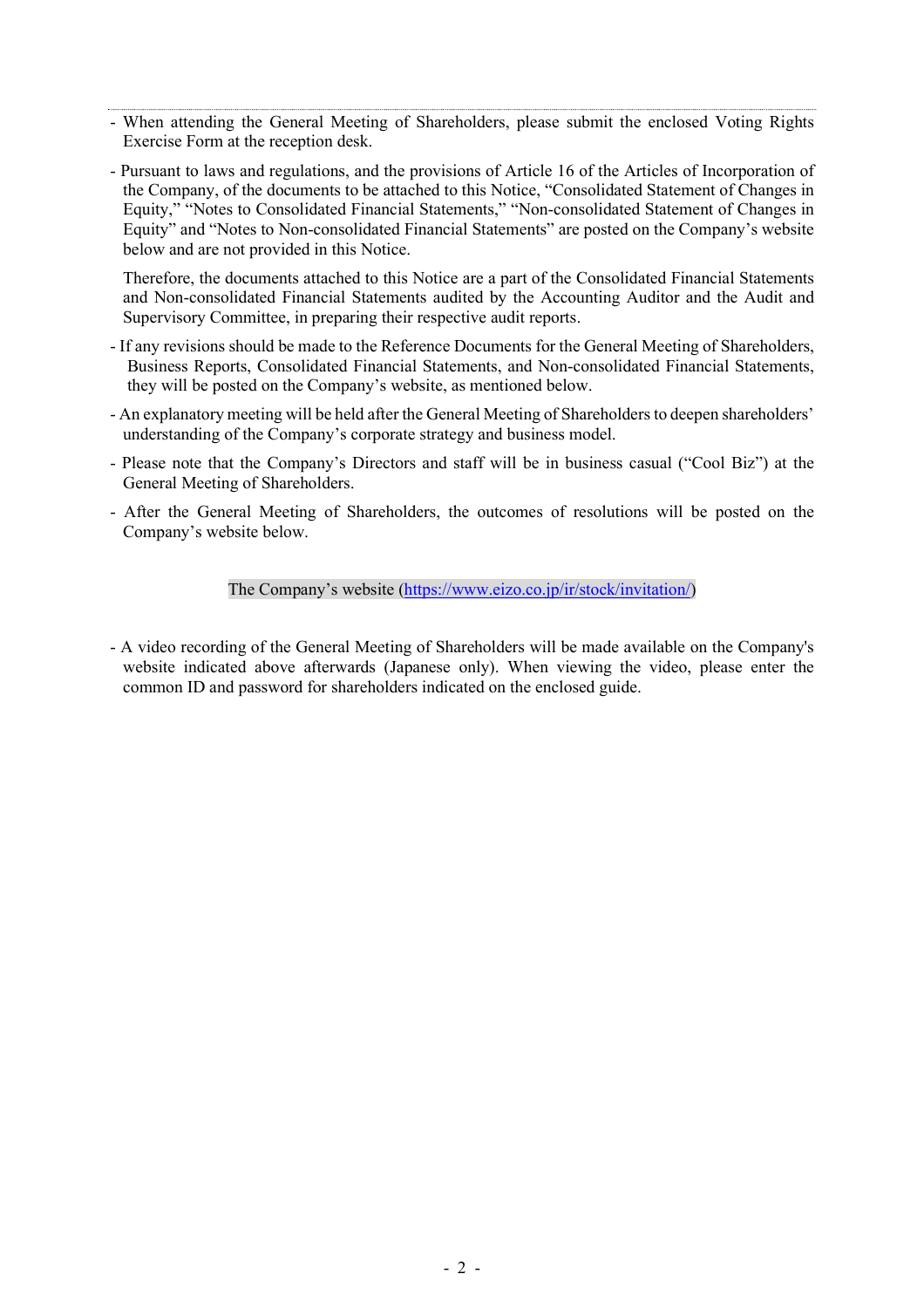- When attending the General Meeting of Shareholders, please submit the enclosed Voting Rights Exercise Form at the reception desk.

- Pursuant to laws and regulations, and the provisions of Article 16 of the Articles of Incorporation of the Company, of the documents to be attached to this Notice, "Consolidated Statement of Changes in Equity," "Notes to Consolidated Financial Statements," "Non-consolidated Statement of Changes in Equity" and "Notes to Non-consolidated Financial Statements" are posted on the Company's website below and are not provided in this Notice.

  Therefore, the documents attached to this Notice are a part of the Consolidated Financial Statements and Non-consolidated Financial Statements audited by the Accounting Auditor and the Audit and Supervisory Committee, in preparing their respective audit reports.

- If any revisions should be made to the Reference Documents for the General Meeting of Shareholders, Business Reports, Consolidated Financial Statements, and Non-consolidated Financial Statements, they will be posted on the Company's website, as mentioned below.

- An explanatory meeting will be held after the General Meeting of Shareholders to deepen shareholders' understanding of the Company's corporate strategy and business model.

- Please note that the Company's Directors and staff will be in business casual ("Cool Biz") at the General Meeting of Shareholders.

- After the General Meeting of Shareholders, the outcomes of resolutions will be posted on the Company's website below.

The Company's website (https://www.eizo.co.jp/ir/stock/invitation/)

- A video recording of the General Meeting of Shareholders will be made available on the Company's website indicated above afterwards (Japanese only). When viewing the video, please enter the common ID and password for shareholders indicated on the enclosed guide.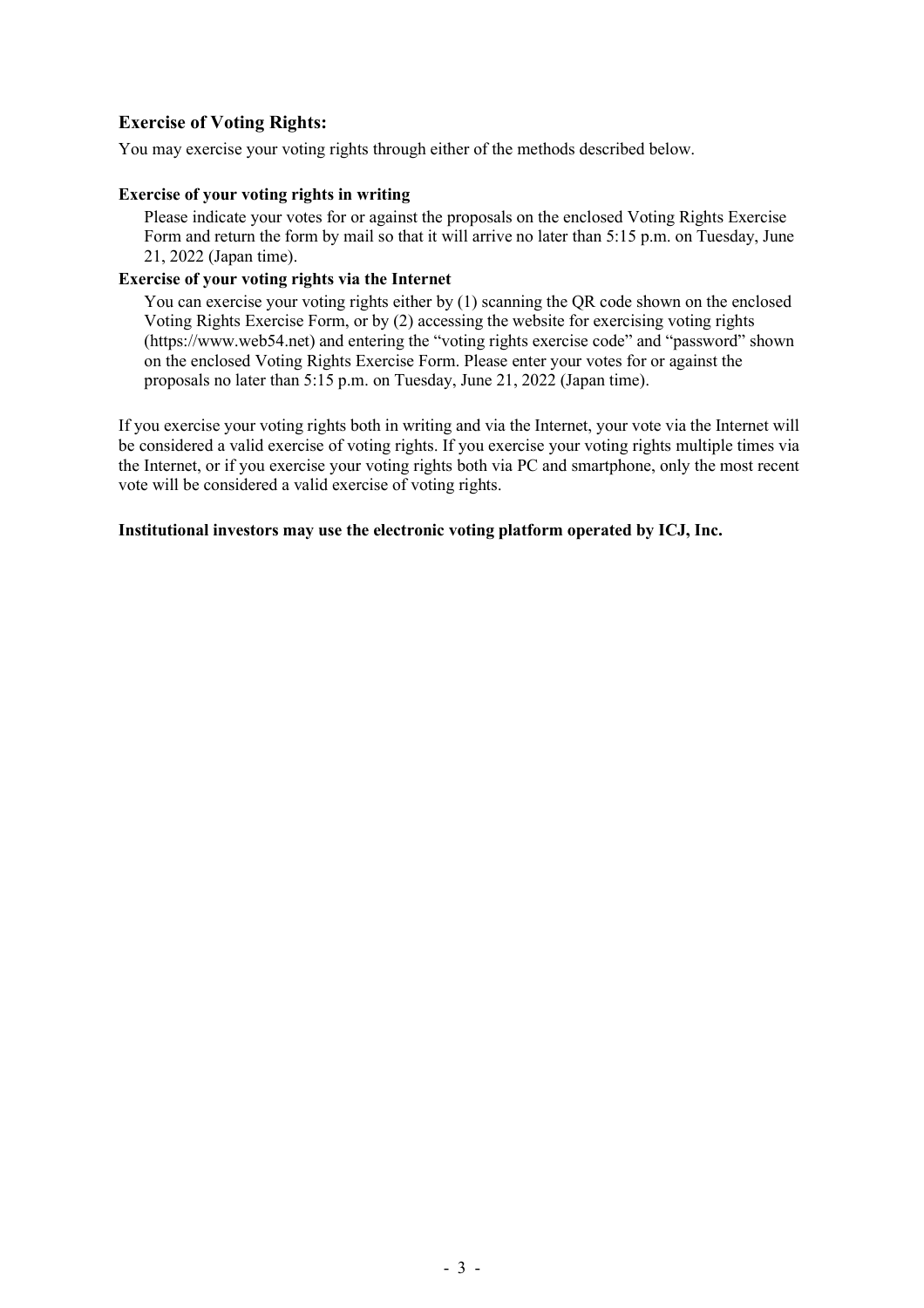## Exercise of Voting Rights:

You may exercise your voting rights through either of the methods described below.

**Exercise of your voting rights in writing**

Please indicate your votes for or against the proposals on the enclosed Voting Rights Exercise Form and return the form by mail so that it will arrive no later than 5:15 p.m. on Tuesday, June 21, 2022 (Japan time).

**Exercise of your voting rights via the Internet**

You can exercise your voting rights either by (1) scanning the QR code shown on the enclosed Voting Rights Exercise Form, or by (2) accessing the website for exercising voting rights (https://www.web54.net) and entering the "voting rights exercise code" and "password" shown on the enclosed Voting Rights Exercise Form. Please enter your votes for or against the proposals no later than 5:15 p.m. on Tuesday, June 21, 2022 (Japan time).

If you exercise your voting rights both in writing and via the Internet, your vote via the Internet will be considered a valid exercise of voting rights. If you exercise your voting rights multiple times via the Internet, or if you exercise your voting rights both via PC and smartphone, only the most recent vote will be considered a valid exercise of voting rights.

**Institutional investors may use the electronic voting platform operated by ICJ, Inc.**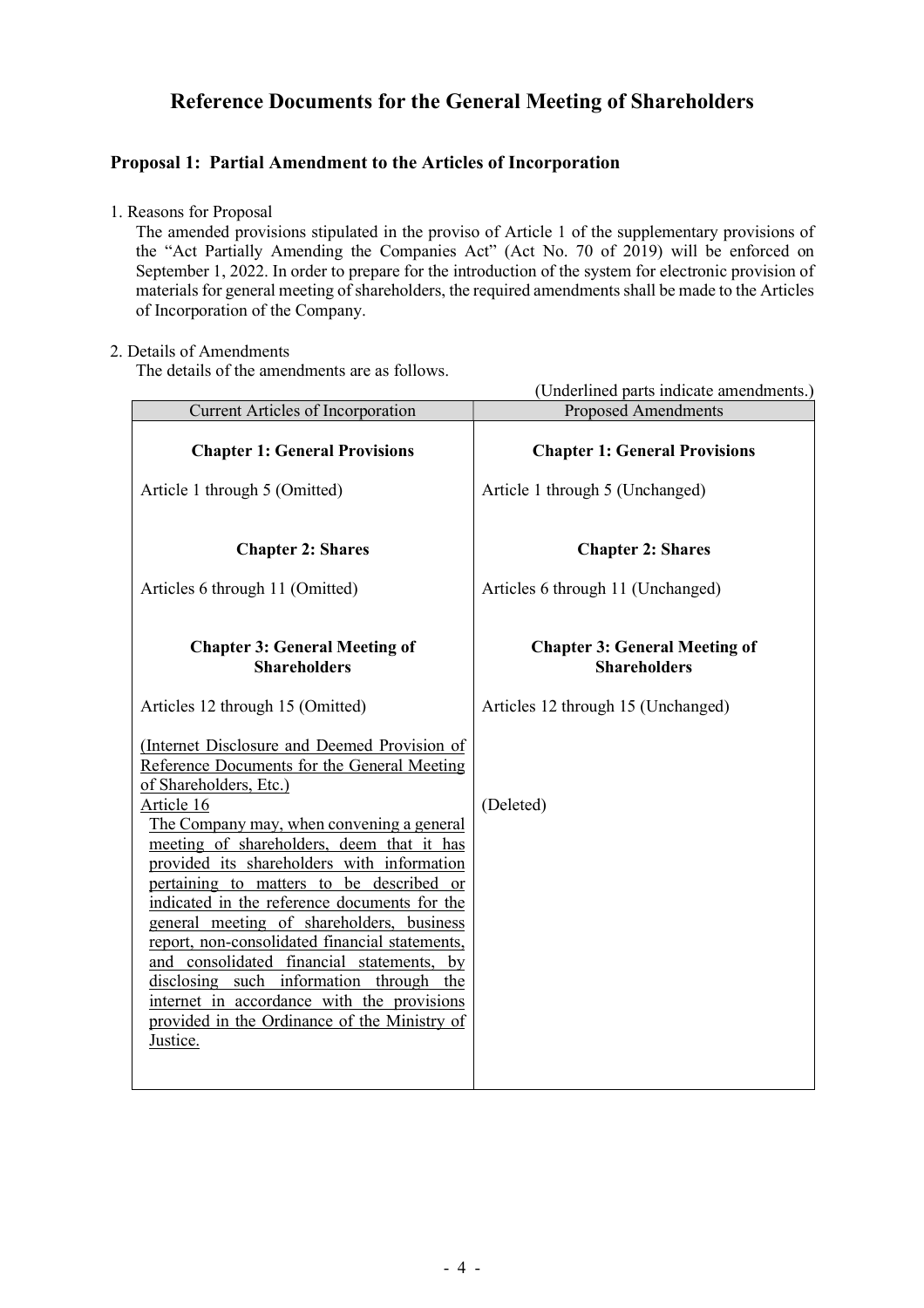# Reference Documents for the General Meeting of Shareholders

## Proposal 1: Partial Amendment to the Articles of Incorporation

1. Reasons for Proposal

The amended provisions stipulated in the proviso of Article 1 of the supplementary provisions of the "Act Partially Amending the Companies Act" (Act No. 70 of 2019) will be enforced on September 1, 2022. In order to prepare for the introduction of the system for electronic provision of materials for general meeting of shareholders, the required amendments shall be made to the Articles of Incorporation of the Company.

2. Details of Amendments

The details of the amendments are as follows.

(Underlined parts indicate amendments.)

| Current Articles of Incorporation | Proposed Amendments |
|---|---|
| **Chapter 1: General Provisions** | **Chapter 1: General Provisions** |
| Article 1 through 5 (Omitted) | Article 1 through 5 (Unchanged) |
| **Chapter 2: Shares** | **Chapter 2: Shares** |
| Articles 6 through 11 (Omitted) | Articles 6 through 11 (Unchanged) |
| **Chapter 3: General Meeting of Shareholders** | **Chapter 3: General Meeting of Shareholders** |
| Articles 12 through 15 (Omitted) | Articles 12 through 15 (Unchanged) |
| <u>(Internet Disclosure and Deemed Provision of Reference Documents for the General Meeting of Shareholders, Etc.)</u><br><u>Article 16</u><br><u>The Company may, when convening a general meeting of shareholders, deem that it has provided its shareholders with information pertaining to matters to be described or indicated in the reference documents for the general meeting of shareholders, business report, non-consolidated financial statements, and consolidated financial statements, by disclosing such information through the internet in accordance with the provisions provided in the Ordinance of the Ministry of Justice.</u> | (Deleted) |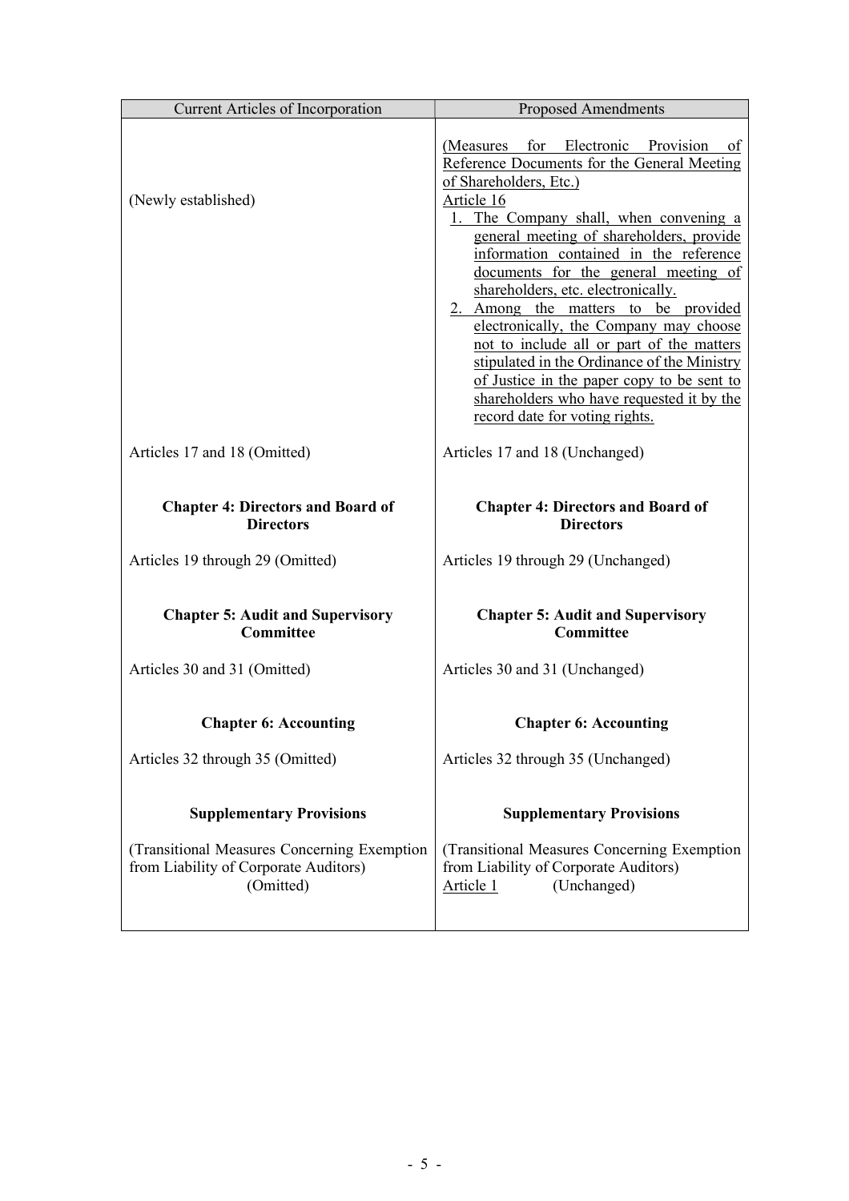| Current Articles of Incorporation | Proposed Amendments |
| --- | --- |
| (Newly established) | (Measures for Electronic Provision of Reference Documents for the General Meeting of Shareholders, Etc.)<br>Article 16<br>1. The Company shall, when convening a general meeting of shareholders, provide information contained in the reference documents for the general meeting of shareholders, etc. electronically.<br>2. Among the matters to be provided electronically, the Company may choose not to include all or part of the matters stipulated in the Ordinance of the Ministry of Justice in the paper copy to be sent to shareholders who have requested it by the record date for voting rights. |
| Articles 17 and 18 (Omitted) | Articles 17 and 18 (Unchanged) |
| **Chapter 4: Directors and Board of Directors** | **Chapter 4: Directors and Board of Directors** |
| Articles 19 through 29 (Omitted) | Articles 19 through 29 (Unchanged) |
| **Chapter 5: Audit and Supervisory Committee** | **Chapter 5: Audit and Supervisory Committee** |
| Articles 30 and 31 (Omitted) | Articles 30 and 31 (Unchanged) |
| **Chapter 6: Accounting** | **Chapter 6: Accounting** |
| Articles 32 through 35 (Omitted) | Articles 32 through 35 (Unchanged) |
| **Supplementary Provisions** | **Supplementary Provisions** |
| (Transitional Measures Concerning Exemption from Liability of Corporate Auditors)<br>(Omitted) | (Transitional Measures Concerning Exemption from Liability of Corporate Auditors)<br>Article 1 (Unchanged) |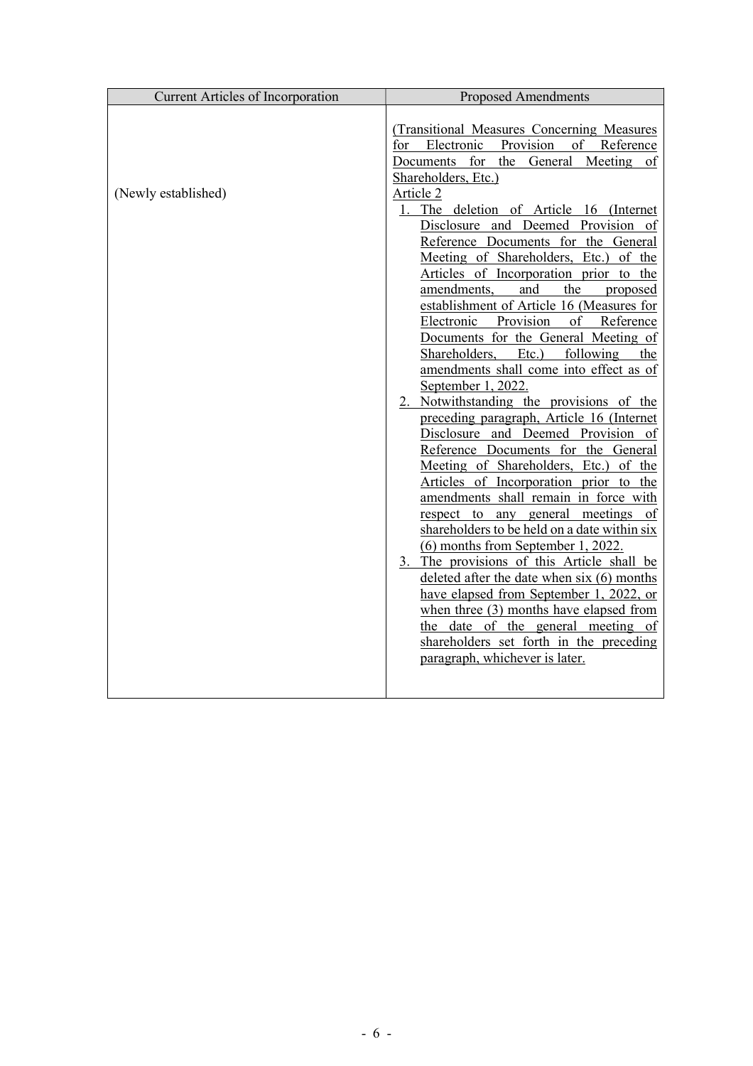| Current Articles of Incorporation | Proposed Amendments |
|---|---|
| (Newly established) | (Transitional Measures Concerning Measures for Electronic Provision of Reference Documents for the General Meeting of Shareholders, Etc.)<br>Article 2<br>1. The deletion of Article 16 (Internet Disclosure and Deemed Provision of Reference Documents for the General Meeting of Shareholders, Etc.) of the Articles of Incorporation prior to the amendments, and the proposed establishment of Article 16 (Measures for Electronic Provision of Reference Documents for the General Meeting of Shareholders, Etc.) following the amendments shall come into effect as of September 1, 2022.<br>2. Notwithstanding the provisions of the preceding paragraph, Article 16 (Internet Disclosure and Deemed Provision of Reference Documents for the General Meeting of Shareholders, Etc.) of the Articles of Incorporation prior to the amendments shall remain in force with respect to any general meetings of shareholders to be held on a date within six (6) months from September 1, 2022.<br>3. The provisions of this Article shall be deleted after the date when six (6) months have elapsed from September 1, 2022, or when three (3) months have elapsed from the date of the general meeting of shareholders set forth in the preceding paragraph, whichever is later. |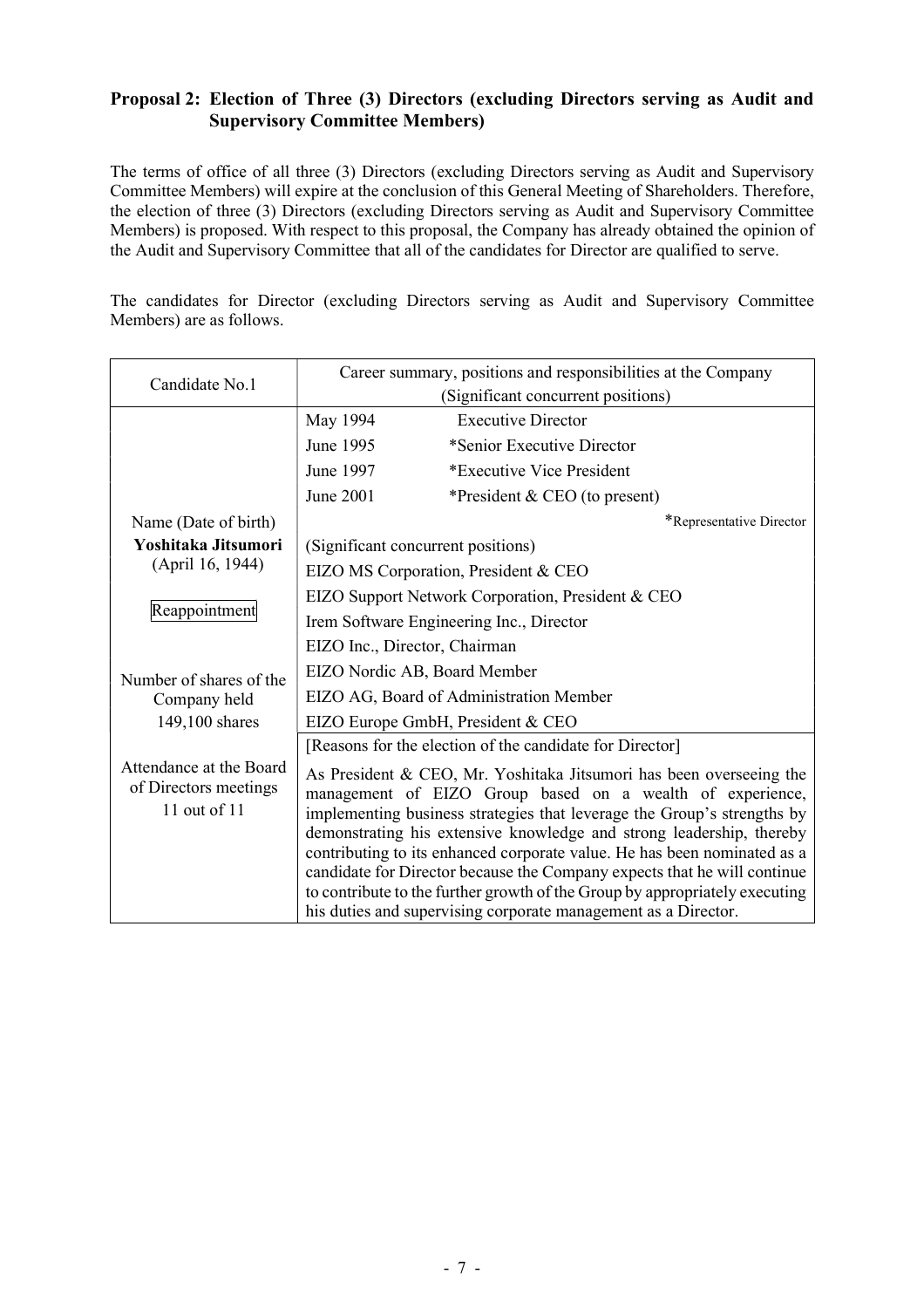### Proposal 2: Election of Three (3) Directors (excluding Directors serving as Audit and Supervisory Committee Members)

The terms of office of all three (3) Directors (excluding Directors serving as Audit and Supervisory Committee Members) will expire at the conclusion of this General Meeting of Shareholders. Therefore, the election of three (3) Directors (excluding Directors serving as Audit and Supervisory Committee Members) is proposed. With respect to this proposal, the Company has already obtained the opinion of the Audit and Supervisory Committee that all of the candidates for Director are qualified to serve.

The candidates for Director (excluding Directors serving as Audit and Supervisory Committee Members) are as follows.

| Candidate No.1 | Career summary, positions and responsibilities at the Company<br>(Significant concurrent positions) |
|---|---|
| Name (Date of birth)<br>**Yoshitaka Jitsumori**<br>(April 16, 1944)<br><br>Reappointment<br><br>Number of shares of the Company held<br>149,100 shares<br><br>Attendance at the Board of Directors meetings<br>11 out of 11 | May 1994 Executive Director<br>June 1995 *Senior Executive Director<br>June 1997 *Executive Vice President<br>June 2001 *President & CEO (to present)<br>*Representative Director<br><br>(Significant concurrent positions)<br>EIZO MS Corporation, President & CEO<br>EIZO Support Network Corporation, President & CEO<br>Irem Software Engineering Inc., Director<br>EIZO Inc., Director, Chairman<br>EIZO Nordic AB, Board Member<br>EIZO AG, Board of Administration Member<br>EIZO Europe GmbH, President & CEO |
| | [Reasons for the election of the candidate for Director]<br>As President & CEO, Mr. Yoshitaka Jitsumori has been overseeing the management of EIZO Group based on a wealth of experience, implementing business strategies that leverage the Group's strengths by demonstrating his extensive knowledge and strong leadership, thereby contributing to its enhanced corporate value. He has been nominated as a candidate for Director because the Company expects that he will continue to contribute to the further growth of the Group by appropriately executing his duties and supervising corporate management as a Director. |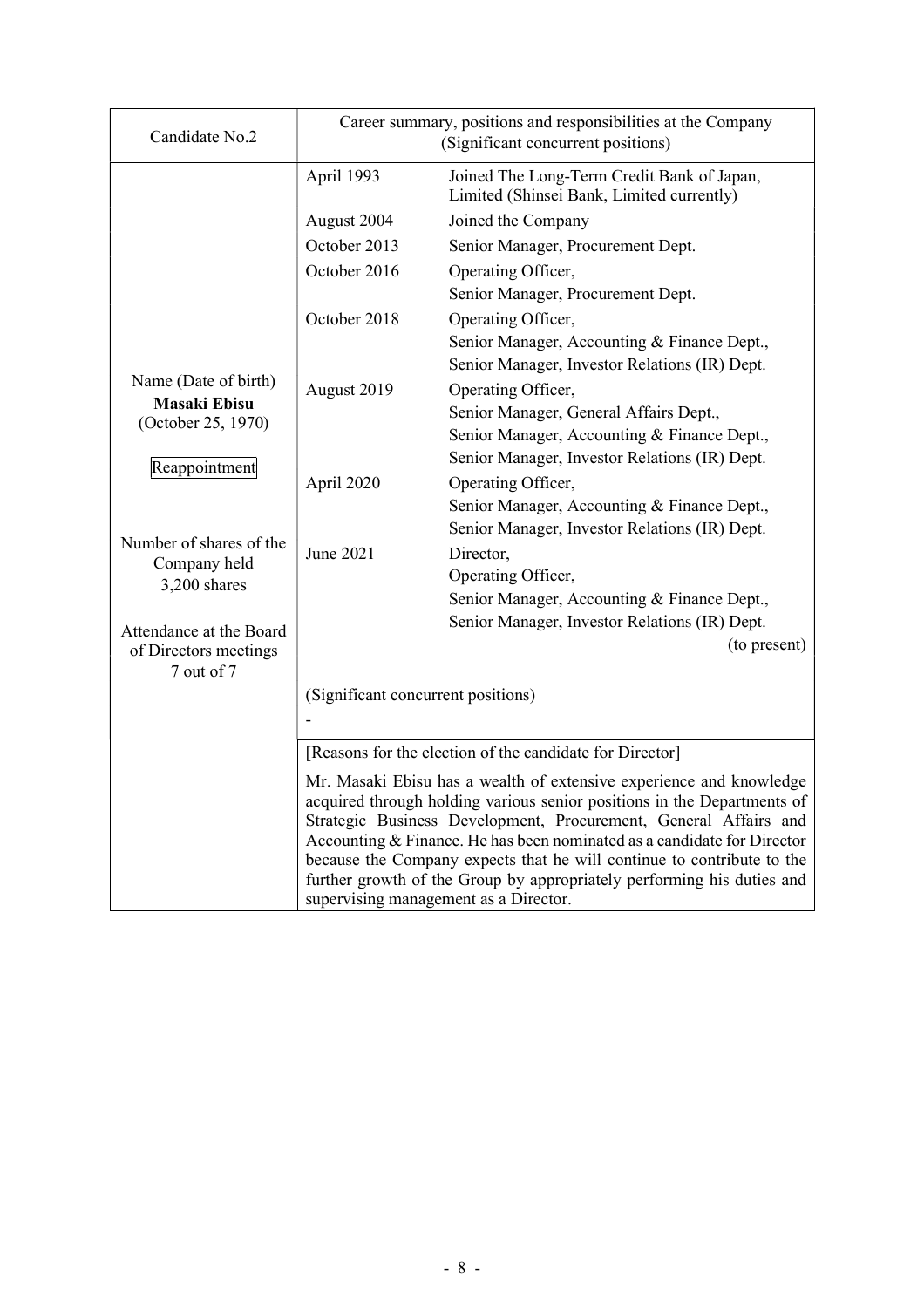| Candidate No.2 | Career summary, positions and responsibilities at the Company (Significant concurrent positions) | |
|---|---|---|
| Name (Date of birth)<br>**Masaki Ebisu**<br>(October 25, 1970)<br><br>Reappointment<br><br>Number of shares of the Company held<br>3,200 shares<br><br>Attendance at the Board of Directors meetings<br>7 out of 7 | April 1993 | Joined The Long-Term Credit Bank of Japan, Limited (Shinsei Bank, Limited currently) |
| | August 2004 | Joined the Company |
| | October 2013 | Senior Manager, Procurement Dept. |
| | October 2016 | Operating Officer,<br>Senior Manager, Procurement Dept. |
| | October 2018 | Operating Officer,<br>Senior Manager, Accounting & Finance Dept.,<br>Senior Manager, Investor Relations (IR) Dept. |
| | August 2019 | Operating Officer,<br>Senior Manager, General Affairs Dept.,<br>Senior Manager, Accounting & Finance Dept.,<br>Senior Manager, Investor Relations (IR) Dept. |
| | April 2020 | Operating Officer,<br>Senior Manager, Accounting & Finance Dept.,<br>Senior Manager, Investor Relations (IR) Dept. |
| | June 2021 | Director,<br>Operating Officer,<br>Senior Manager, Accounting & Finance Dept.,<br>Senior Manager, Investor Relations (IR) Dept.<br>(to present) |
| | (Significant concurrent positions)<br>- | |
| | [Reasons for the election of the candidate for Director]<br>Mr. Masaki Ebisu has a wealth of extensive experience and knowledge acquired through holding various senior positions in the Departments of Strategic Business Development, Procurement, General Affairs and Accounting & Finance. He has been nominated as a candidate for Director because the Company expects that he will continue to contribute to the further growth of the Group by appropriately performing his duties and supervising management as a Director. | |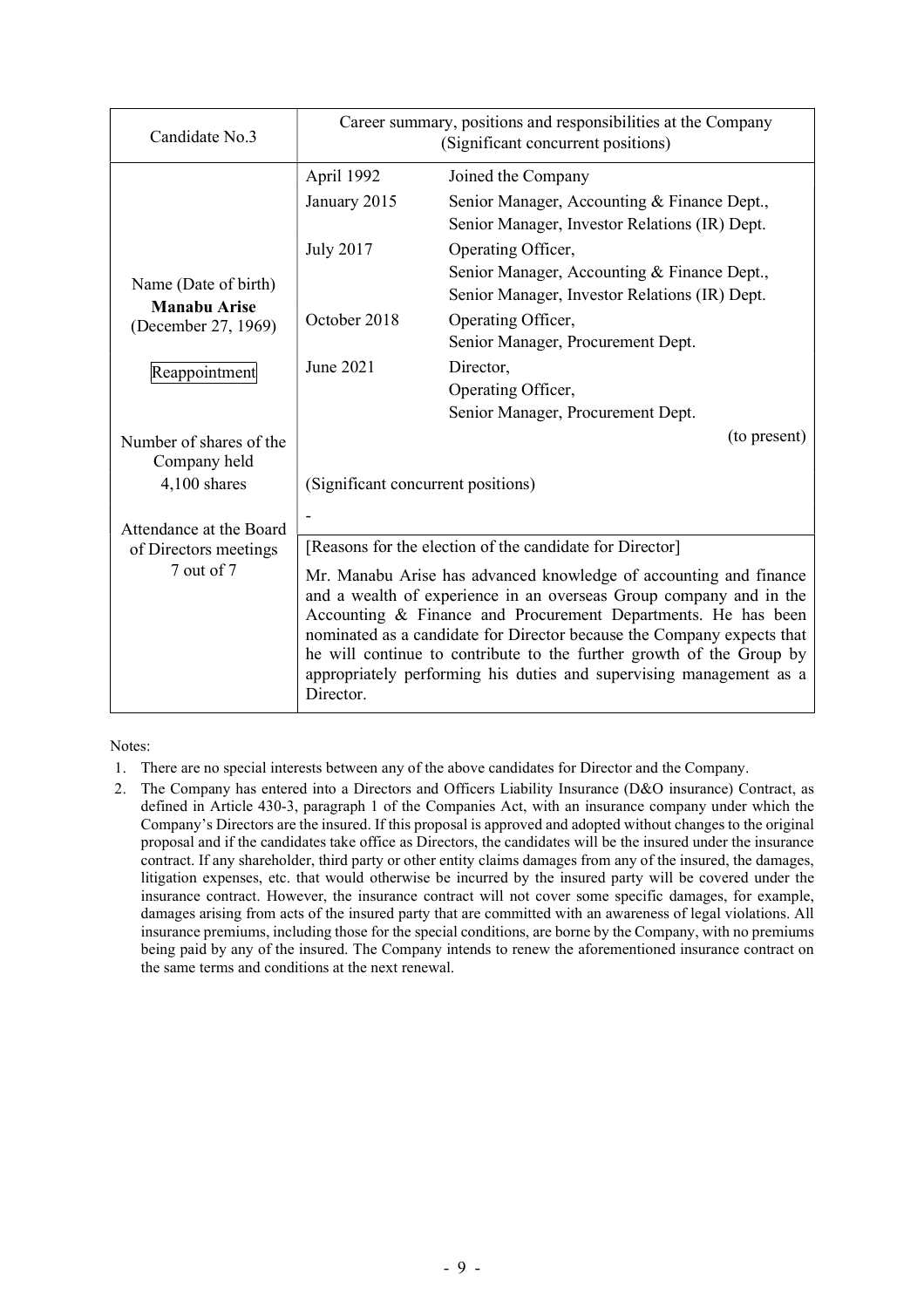| Candidate No.3 | Career summary, positions and responsibilities at the Company (Significant concurrent positions) | |
|---|---|---|
| Name (Date of birth)<br>**Manabu Arise**<br>(December 27, 1969)<br><br>Reappointment<br><br>Number of shares of the Company held<br>4,100 shares<br><br>Attendance at the Board of Directors meetings<br>7 out of 7 | April 1992 | Joined the Company |
| | January 2015 | Senior Manager, Accounting & Finance Dept.,<br>Senior Manager, Investor Relations (IR) Dept. |
| | July 2017 | Operating Officer,<br>Senior Manager, Accounting & Finance Dept.,<br>Senior Manager, Investor Relations (IR) Dept. |
| | October 2018 | Operating Officer,<br>Senior Manager, Procurement Dept. |
| | June 2021 | Director,<br>Operating Officer,<br>Senior Manager, Procurement Dept.<br>(to present) |
| | (Significant concurrent positions) | |
| | - | |
| | [Reasons for the election of the candidate for Director]<br>Mr. Manabu Arise has advanced knowledge of accounting and finance and a wealth of experience in an overseas Group company and in the Accounting & Finance and Procurement Departments. He has been nominated as a candidate for Director because the Company expects that he will continue to contribute to the further growth of the Group by appropriately performing his duties and supervising management as a Director. | |

Notes:

1. There are no special interests between any of the above candidates for Director and the Company.
2. The Company has entered into a Directors and Officers Liability Insurance (D&O insurance) Contract, as defined in Article 430-3, paragraph 1 of the Companies Act, with an insurance company under which the Company's Directors are the insured. If this proposal is approved and adopted without changes to the original proposal and if the candidates take office as Directors, the candidates will be the insured under the insurance contract. If any shareholder, third party or other entity claims damages from any of the insured, the damages, litigation expenses, etc. that would otherwise be incurred by the insured party will be covered under the insurance contract. However, the insurance contract will not cover some specific damages, for example, damages arising from acts of the insured party that are committed with an awareness of legal violations. All insurance premiums, including those for the special conditions, are borne by the Company, with no premiums being paid by any of the insured. The Company intends to renew the aforementioned insurance contract on the same terms and conditions at the next renewal.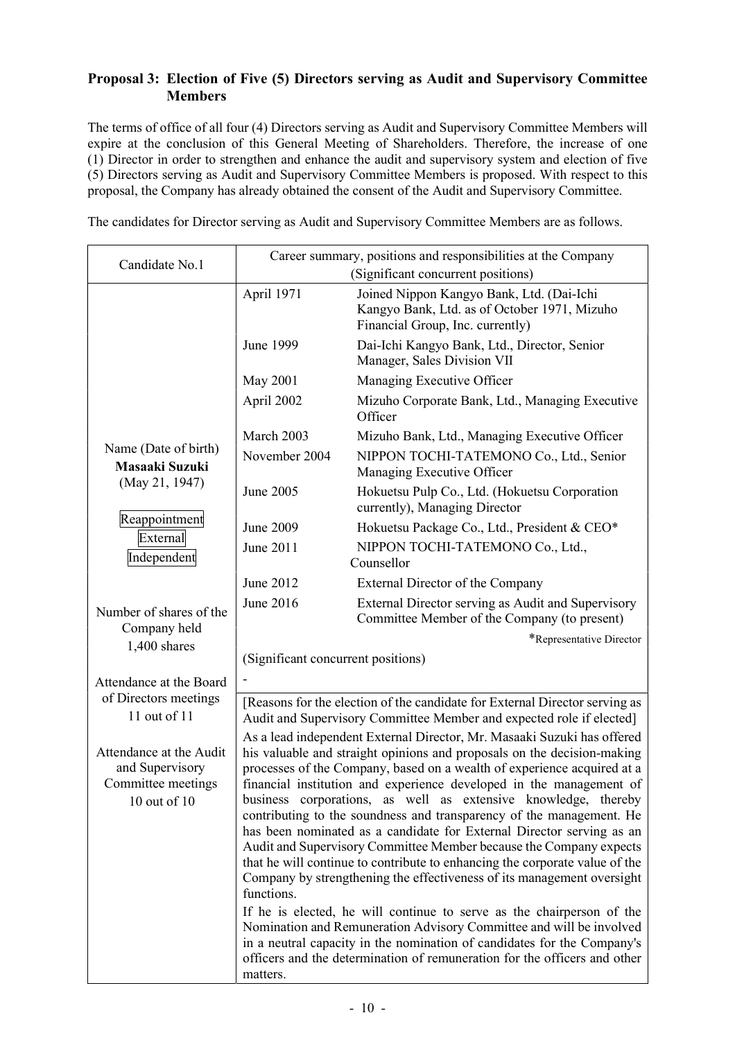## Proposal 3: Election of Five (5) Directors serving as Audit and Supervisory Committee Members

The terms of office of all four (4) Directors serving as Audit and Supervisory Committee Members will expire at the conclusion of this General Meeting of Shareholders. Therefore, the increase of one (1) Director in order to strengthen and enhance the audit and supervisory system and election of five (5) Directors serving as Audit and Supervisory Committee Members is proposed. With respect to this proposal, the Company has already obtained the consent of the Audit and Supervisory Committee.

The candidates for Director serving as Audit and Supervisory Committee Members are as follows.

| Candidate No.1 | Career summary, positions and responsibilities at the Company (Significant concurrent positions) | |
|---|---|---|
| Name (Date of birth)<br>**Masaaki Suzuki**<br>(May 21, 1947)<br><br>Reappointment<br>External<br>Independent<br><br>Number of shares of the Company held<br>1,400 shares<br><br>Attendance at the Board of Directors meetings<br>11 out of 11<br><br>Attendance at the Audit and Supervisory Committee meetings<br>10 out of 10 | April 1971 | Joined Nippon Kangyo Bank, Ltd. (Dai-Ichi Kangyo Bank, Ltd. as of October 1971, Mizuho Financial Group, Inc. currently) |
| | June 1999 | Dai-Ichi Kangyo Bank, Ltd., Director, Senior Manager, Sales Division VII |
| | May 2001 | Managing Executive Officer |
| | April 2002 | Mizuho Corporate Bank, Ltd., Managing Executive Officer |
| | March 2003 | Mizuho Bank, Ltd., Managing Executive Officer |
| | November 2004 | NIPPON TOCHI-TATEMONO Co., Ltd., Senior Managing Executive Officer |
| | June 2005 | Hokuetsu Pulp Co., Ltd. (Hokuetsu Corporation currently), Managing Director |
| | June 2009 | Hokuetsu Package Co., Ltd., President & CEO* |
| | June 2011 | NIPPON TOCHI-TATEMONO Co., Ltd., Counsellor |
| | June 2012 | External Director of the Company |
| | June 2016 | External Director serving as Audit and Supervisory Committee Member of the Company (to present) |
| | | *Representative Director |
| | (Significant concurrent positions) | |
| | - | |
| | [Reasons for the election of the candidate for External Director serving as Audit and Supervisory Committee Member and expected role if elected]<br>As a lead independent External Director, Mr. Masaaki Suzuki has offered his valuable and straight opinions and proposals on the decision-making processes of the Company, based on a wealth of experience acquired at a financial institution and experience developed in the management of business corporations, as well as extensive knowledge, thereby contributing to the soundness and transparency of the management. He has been nominated as a candidate for External Director serving as an Audit and Supervisory Committee Member because the Company expects that he will continue to contribute to enhancing the corporate value of the Company by strengthening the effectiveness of its management oversight functions.<br>If he is elected, he will continue to serve as the chairperson of the Nomination and Remuneration Advisory Committee and will be involved in a neutral capacity in the nomination of candidates for the Company's officers and the determination of remuneration for the officers and other matters. | |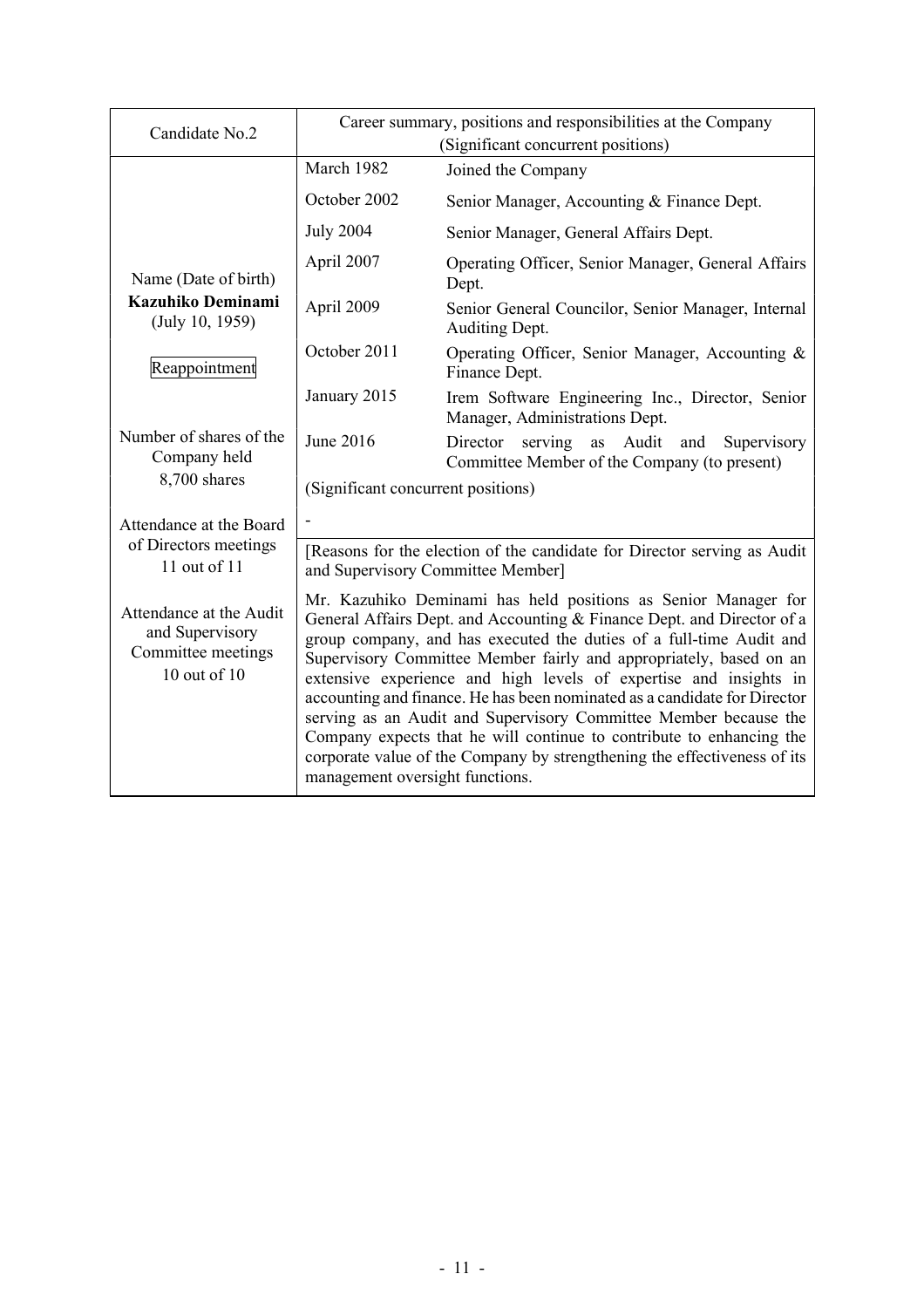| Candidate No.2 | Career summary, positions and responsibilities at the Company (Significant concurrent positions) | |
|---|---|---|
| Name (Date of birth)<br>**Kazuhiko Deminami**<br>(July 10, 1959)<br><br>Reappointment<br><br>Number of shares of the Company held<br>8,700 shares<br><br>Attendance at the Board of Directors meetings<br>11 out of 11<br><br>Attendance at the Audit and Supervisory Committee meetings<br>10 out of 10 | March 1982 | Joined the Company |
| | October 2002 | Senior Manager, Accounting & Finance Dept. |
| | July 2004 | Senior Manager, General Affairs Dept. |
| | April 2007 | Operating Officer, Senior Manager, General Affairs Dept. |
| | April 2009 | Senior General Councilor, Senior Manager, Internal Auditing Dept. |
| | October 2011 | Operating Officer, Senior Manager, Accounting & Finance Dept. |
| | January 2015 | Irem Software Engineering Inc., Director, Senior Manager, Administrations Dept. |
| | June 2016 | Director serving as Audit and Supervisory Committee Member of the Company (to present) |
| | (Significant concurrent positions) | |
| | - | |
| | [Reasons for the election of the candidate for Director serving as Audit and Supervisory Committee Member]<br>Mr. Kazuhiko Deminami has held positions as Senior Manager for General Affairs Dept. and Accounting & Finance Dept. and Director of a group company, and has executed the duties of a full-time Audit and Supervisory Committee Member fairly and appropriately, based on an extensive experience and high levels of expertise and insights in accounting and finance. He has been nominated as a candidate for Director serving as an Audit and Supervisory Committee Member because the Company expects that he will continue to contribute to enhancing the corporate value of the Company by strengthening the effectiveness of its management oversight functions. | |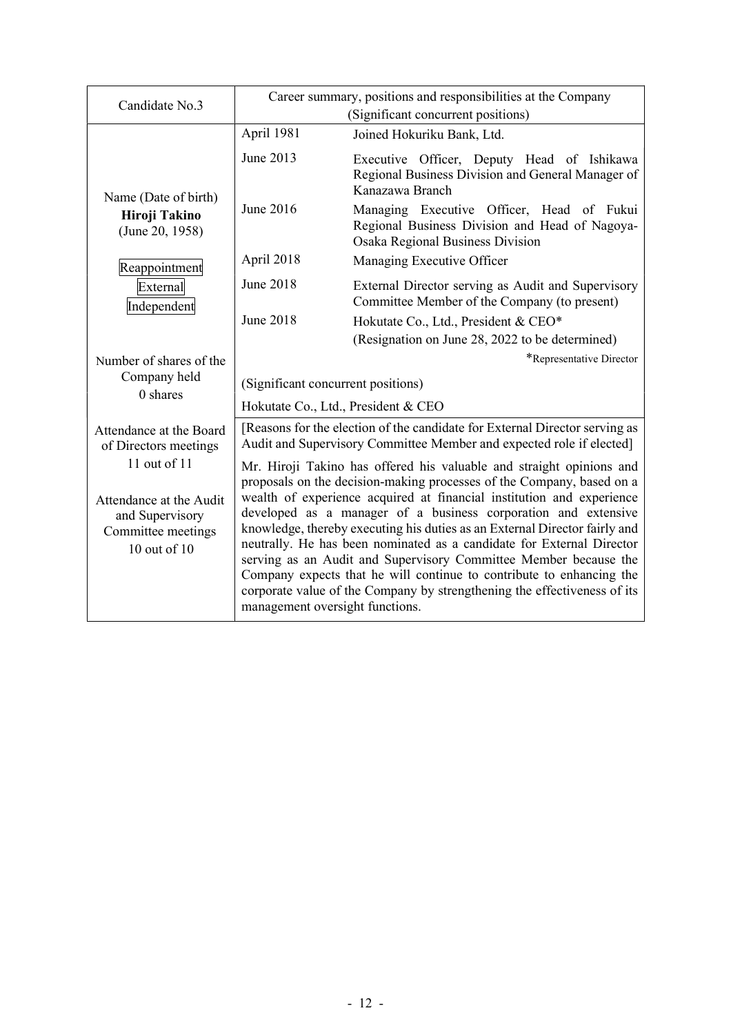| Candidate No.3 | Career summary, positions and responsibilities at the Company (Significant concurrent positions) | |
|---|---|---|
| Name (Date of birth)<br>**Hiroji Takino**<br>(June 20, 1958)<br><br>Reappointment<br>External<br>Independent | April 1981 | Joined Hokuriku Bank, Ltd. |
| | June 2013 | Executive Officer, Deputy Head of Ishikawa Regional Business Division and General Manager of Kanazawa Branch |
| | June 2016 | Managing Executive Officer, Head of Fukui Regional Business Division and Head of Nagoya-Osaka Regional Business Division |
| | April 2018 | Managing Executive Officer |
| | June 2018 | External Director serving as Audit and Supervisory Committee Member of the Company (to present) |
| | June 2018 | Hokutate Co., Ltd., President & CEO*<br>(Resignation on June 28, 2022 to be determined)<br>*Representative Director |
| Number of shares of the Company held<br>0 shares | (Significant concurrent positions)<br>Hokutate Co., Ltd., President & CEO | |
| Attendance at the Board of Directors meetings<br>11 out of 11<br><br>Attendance at the Audit and Supervisory Committee meetings<br>10 out of 10 | [Reasons for the election of the candidate for External Director serving as Audit and Supervisory Committee Member and expected role if elected]<br>Mr. Hiroji Takino has offered his valuable and straight opinions and proposals on the decision-making processes of the Company, based on a wealth of experience acquired at financial institution and experience developed as a manager of a business corporation and extensive knowledge, thereby executing his duties as an External Director fairly and neutrally. He has been nominated as a candidate for External Director serving as an Audit and Supervisory Committee Member because the Company expects that he will continue to contribute to enhancing the corporate value of the Company by strengthening the effectiveness of its management oversight functions. | |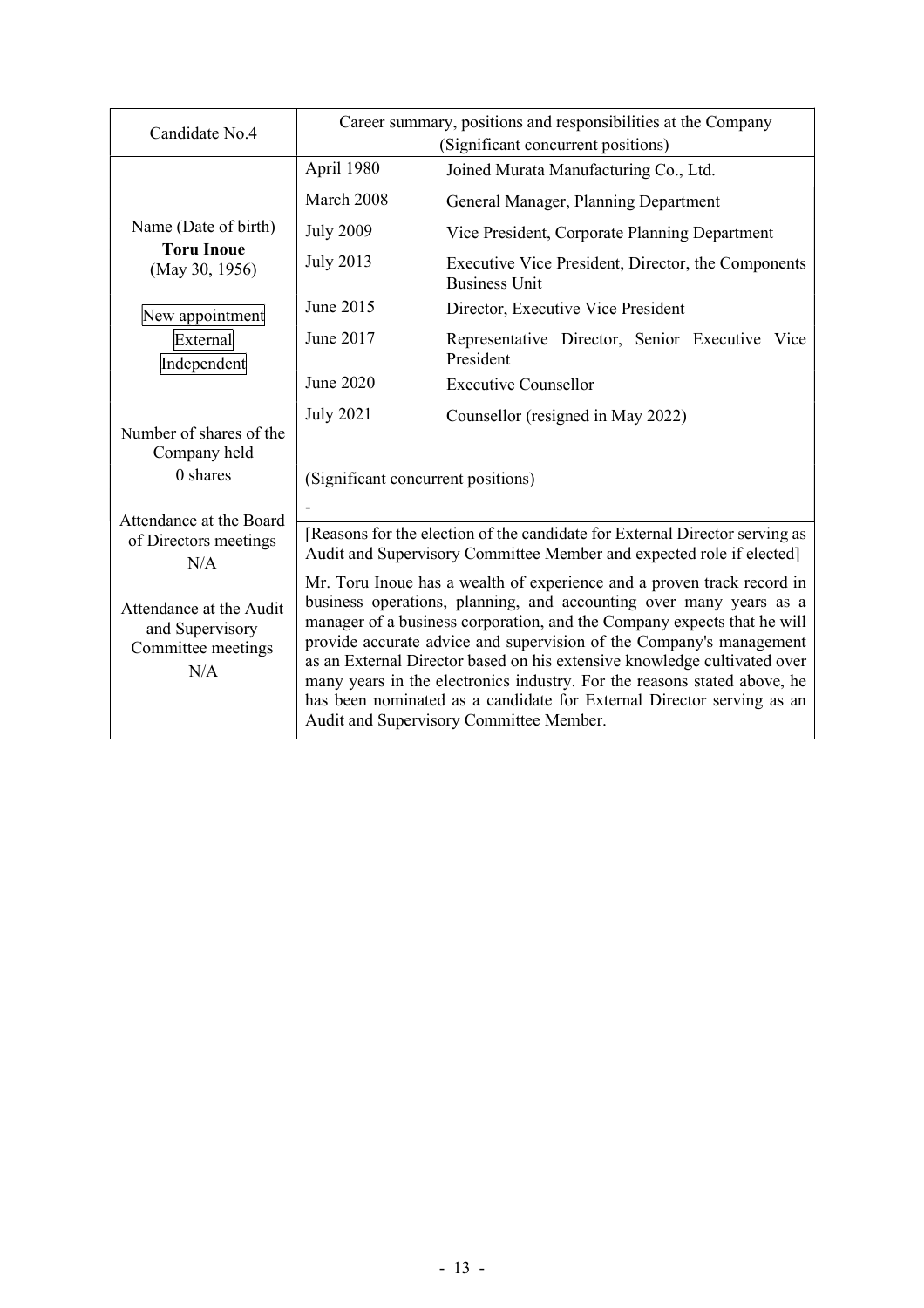| Candidate No.4 | Career summary, positions and responsibilities at the Company (Significant concurrent positions) | |
|---|---|---|
| Name (Date of birth)<br>**Toru Inoue**<br>(May 30, 1956)<br><br>New appointment<br>External<br>Independent<br><br>Number of shares of the Company held<br>0 shares<br><br>Attendance at the Board of Directors meetings<br>N/A<br><br>Attendance at the Audit and Supervisory Committee meetings<br>N/A | April 1980 | Joined Murata Manufacturing Co., Ltd. |
| | March 2008 | General Manager, Planning Department |
| | July 2009 | Vice President, Corporate Planning Department |
| | July 2013 | Executive Vice President, Director, the Components Business Unit |
| | June 2015 | Director, Executive Vice President |
| | June 2017 | Representative Director, Senior Executive Vice President |
| | June 2020 | Executive Counsellor |
| | July 2021 | Counsellor (resigned in May 2022) |
| | (Significant concurrent positions)<br>- | |
| | [Reasons for the election of the candidate for External Director serving as Audit and Supervisory Committee Member and expected role if elected]<br>Mr. Toru Inoue has a wealth of experience and a proven track record in business operations, planning, and accounting over many years as a manager of a business corporation, and the Company expects that he will provide accurate advice and supervision of the Company's management as an External Director based on his extensive knowledge cultivated over many years in the electronics industry. For the reasons stated above, he has been nominated as a candidate for External Director serving as an Audit and Supervisory Committee Member. | |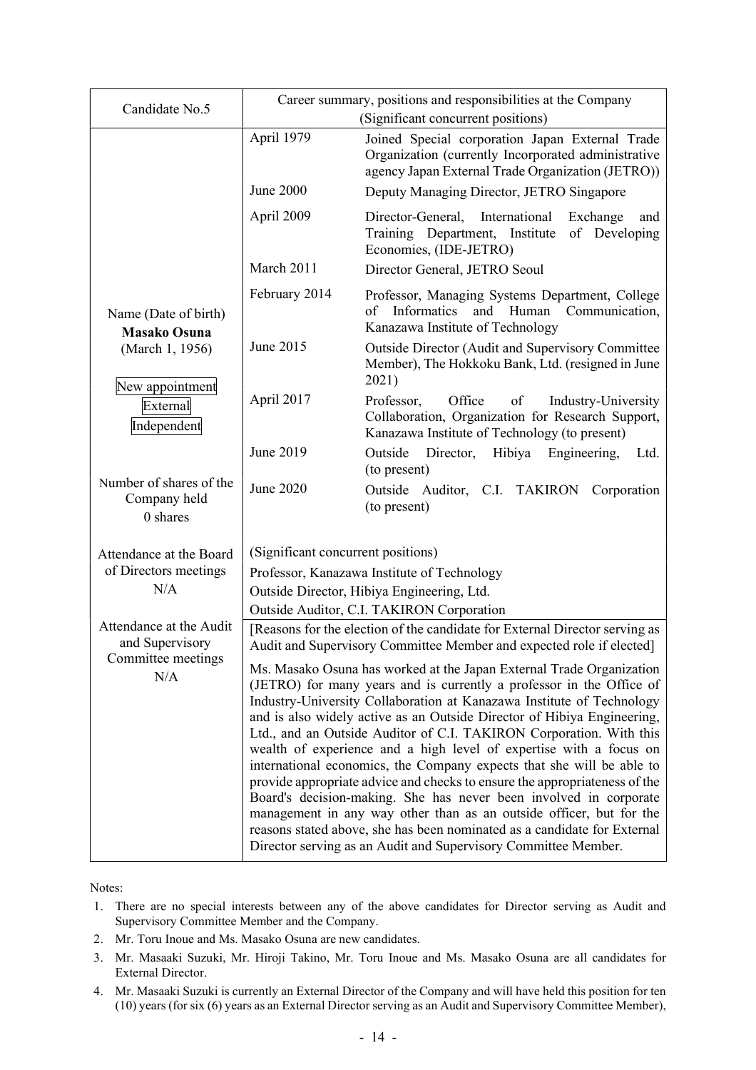<table>
<tr>
<th>Candidate No.5</th>
<th colspan="2">Career summary, positions and responsibilities at the Company<br>(Significant concurrent positions)</th>
</tr>
<tr>
<td rowspan="9">Name (Date of birth)<br><b>Masako Osuna</b><br>(March 1, 1956)<br><br>New appointment<br>External<br>Independent<br><br>Number of shares of the Company held<br>0 shares</td>
<td>April 1979</td>
<td>Joined Special corporation Japan External Trade Organization (currently Incorporated administrative agency Japan External Trade Organization (JETRO))</td>
</tr>
<tr>
<td>June 2000</td>
<td>Deputy Managing Director, JETRO Singapore</td>
</tr>
<tr>
<td>April 2009</td>
<td>Director-General, International Exchange and Training Department, Institute of Developing Economies, (IDE-JETRO)</td>
</tr>
<tr>
<td>March 2011</td>
<td>Director General, JETRO Seoul</td>
</tr>
<tr>
<td>February 2014</td>
<td>Professor, Managing Systems Department, College of Informatics and Human Communication, Kanazawa Institute of Technology</td>
</tr>
<tr>
<td>June 2015</td>
<td>Outside Director (Audit and Supervisory Committee Member), The Hokkoku Bank, Ltd. (resigned in June 2021)</td>
</tr>
<tr>
<td>April 2017</td>
<td>Professor, Office of Industry-University Collaboration, Organization for Research Support, Kanazawa Institute of Technology (to present)</td>
</tr>
<tr>
<td>June 2019</td>
<td>Outside Director, Hibiya Engineering, Ltd. (to present)</td>
</tr>
<tr>
<td>June 2020</td>
<td>Outside Auditor, C.I. TAKIRON Corporation (to present)</td>
</tr>
<tr>
<td>Attendance at the Board of Directors meetings<br>N/A</td>
<td colspan="2">(Significant concurrent positions)<br>Professor, Kanazawa Institute of Technology<br>Outside Director, Hibiya Engineering, Ltd.<br>Outside Auditor, C.I. TAKIRON Corporation</td>
</tr>
<tr>
<td>Attendance at the Audit and Supervisory Committee meetings<br>N/A</td>
<td colspan="2">[Reasons for the election of the candidate for External Director serving as Audit and Supervisory Committee Member and expected role if elected]<br>Ms. Masako Osuna has worked at the Japan External Trade Organization (JETRO) for many years and is currently a professor in the Office of Industry-University Collaboration at Kanazawa Institute of Technology and is also widely active as an Outside Director of Hibiya Engineering, Ltd., and an Outside Auditor of C.I. TAKIRON Corporation. With this wealth of experience and a high level of expertise with a focus on international economics, the Company expects that she will be able to provide appropriate advice and checks to ensure the appropriateness of the Board's decision-making. She has never been involved in corporate management in any way other than as an outside officer, but for the reasons stated above, she has been nominated as a candidate for External Director serving as an Audit and Supervisory Committee Member.</td>
</tr>
</table>

Notes:

1. There are no special interests between any of the above candidates for Director serving as Audit and Supervisory Committee Member and the Company.
2. Mr. Toru Inoue and Ms. Masako Osuna are new candidates.
3. Mr. Masaaki Suzuki, Mr. Hiroji Takino, Mr. Toru Inoue and Ms. Masako Osuna are all candidates for External Director.
4. Mr. Masaaki Suzuki is currently an External Director of the Company and will have held this position for ten (10) years (for six (6) years as an External Director serving as an Audit and Supervisory Committee Member),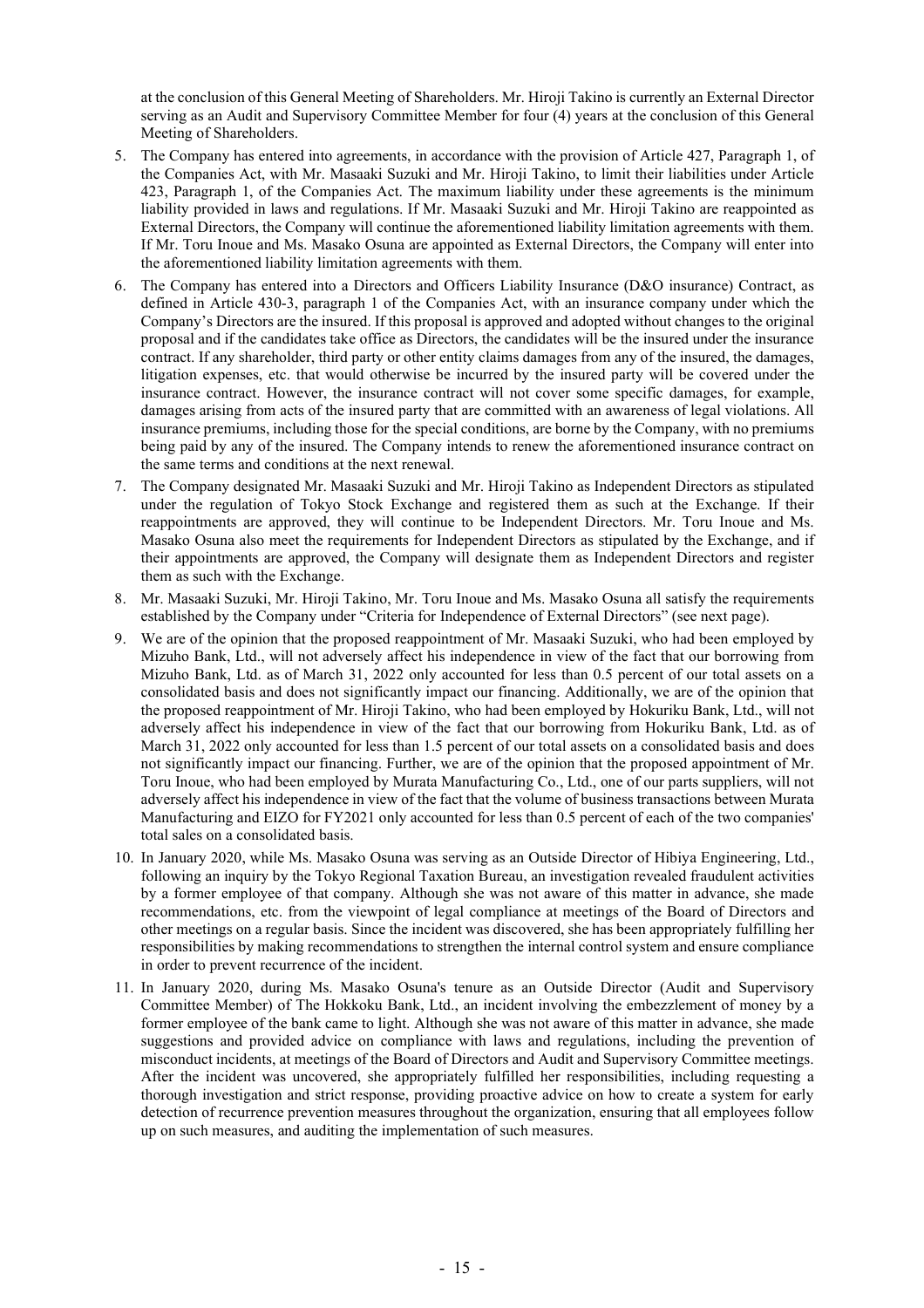at the conclusion of this General Meeting of Shareholders. Mr. Hiroji Takino is currently an External Director serving as an Audit and Supervisory Committee Member for four (4) years at the conclusion of this General Meeting of Shareholders.

5. The Company has entered into agreements, in accordance with the provision of Article 427, Paragraph 1, of the Companies Act, with Mr. Masaaki Suzuki and Mr. Hiroji Takino, to limit their liabilities under Article 423, Paragraph 1, of the Companies Act. The maximum liability under these agreements is the minimum liability provided in laws and regulations. If Mr. Masaaki Suzuki and Mr. Hiroji Takino are reappointed as External Directors, the Company will continue the aforementioned liability limitation agreements with them. If Mr. Toru Inoue and Ms. Masako Osuna are appointed as External Directors, the Company will enter into the aforementioned liability limitation agreements with them.
6. The Company has entered into a Directors and Officers Liability Insurance (D&O insurance) Contract, as defined in Article 430-3, paragraph 1 of the Companies Act, with an insurance company under which the Company's Directors are the insured. If this proposal is approved and adopted without changes to the original proposal and if the candidates take office as Directors, the candidates will be the insured under the insurance contract. If any shareholder, third party or other entity claims damages from any of the insured, the damages, litigation expenses, etc. that would otherwise be incurred by the insured party will be covered under the insurance contract. However, the insurance contract will not cover some specific damages, for example, damages arising from acts of the insured party that are committed with an awareness of legal violations. All insurance premiums, including those for the special conditions, are borne by the Company, with no premiums being paid by any of the insured. The Company intends to renew the aforementioned insurance contract on the same terms and conditions at the next renewal.
7. The Company designated Mr. Masaaki Suzuki and Mr. Hiroji Takino as Independent Directors as stipulated under the regulation of Tokyo Stock Exchange and registered them as such at the Exchange. If their reappointments are approved, they will continue to be Independent Directors. Mr. Toru Inoue and Ms. Masako Osuna also meet the requirements for Independent Directors as stipulated by the Exchange, and if their appointments are approved, the Company will designate them as Independent Directors and register them as such with the Exchange.
8. Mr. Masaaki Suzuki, Mr. Hiroji Takino, Mr. Toru Inoue and Ms. Masako Osuna all satisfy the requirements established by the Company under "Criteria for Independence of External Directors" (see next page).
9. We are of the opinion that the proposed reappointment of Mr. Masaaki Suzuki, who had been employed by Mizuho Bank, Ltd., will not adversely affect his independence in view of the fact that our borrowing from Mizuho Bank, Ltd. as of March 31, 2022 only accounted for less than 0.5 percent of our total assets on a consolidated basis and does not significantly impact our financing. Additionally, we are of the opinion that the proposed reappointment of Mr. Hiroji Takino, who had been employed by Hokuriku Bank, Ltd., will not adversely affect his independence in view of the fact that our borrowing from Hokuriku Bank, Ltd. as of March 31, 2022 only accounted for less than 1.5 percent of our total assets on a consolidated basis and does not significantly impact our financing. Further, we are of the opinion that the proposed appointment of Mr. Toru Inoue, who had been employed by Murata Manufacturing Co., Ltd., one of our parts suppliers, will not adversely affect his independence in view of the fact that the volume of business transactions between Murata Manufacturing and EIZO for FY2021 only accounted for less than 0.5 percent of each of the two companies' total sales on a consolidated basis.
10. In January 2020, while Ms. Masako Osuna was serving as an Outside Director of Hibiya Engineering, Ltd., following an inquiry by the Tokyo Regional Taxation Bureau, an investigation revealed fraudulent activities by a former employee of that company. Although she was not aware of this matter in advance, she made recommendations, etc. from the viewpoint of legal compliance at meetings of the Board of Directors and other meetings on a regular basis. Since the incident was discovered, she has been appropriately fulfilling her responsibilities by making recommendations to strengthen the internal control system and ensure compliance in order to prevent recurrence of the incident.
11. In January 2020, during Ms. Masako Osuna's tenure as an Outside Director (Audit and Supervisory Committee Member) of The Hokkoku Bank, Ltd., an incident involving the embezzlement of money by a former employee of the bank came to light. Although she was not aware of this matter in advance, she made suggestions and provided advice on compliance with laws and regulations, including the prevention of misconduct incidents, at meetings of the Board of Directors and Audit and Supervisory Committee meetings. After the incident was uncovered, she appropriately fulfilled her responsibilities, including requesting a thorough investigation and strict response, providing proactive advice on how to create a system for early detection of recurrence prevention measures throughout the organization, ensuring that all employees follow up on such measures, and auditing the implementation of such measures.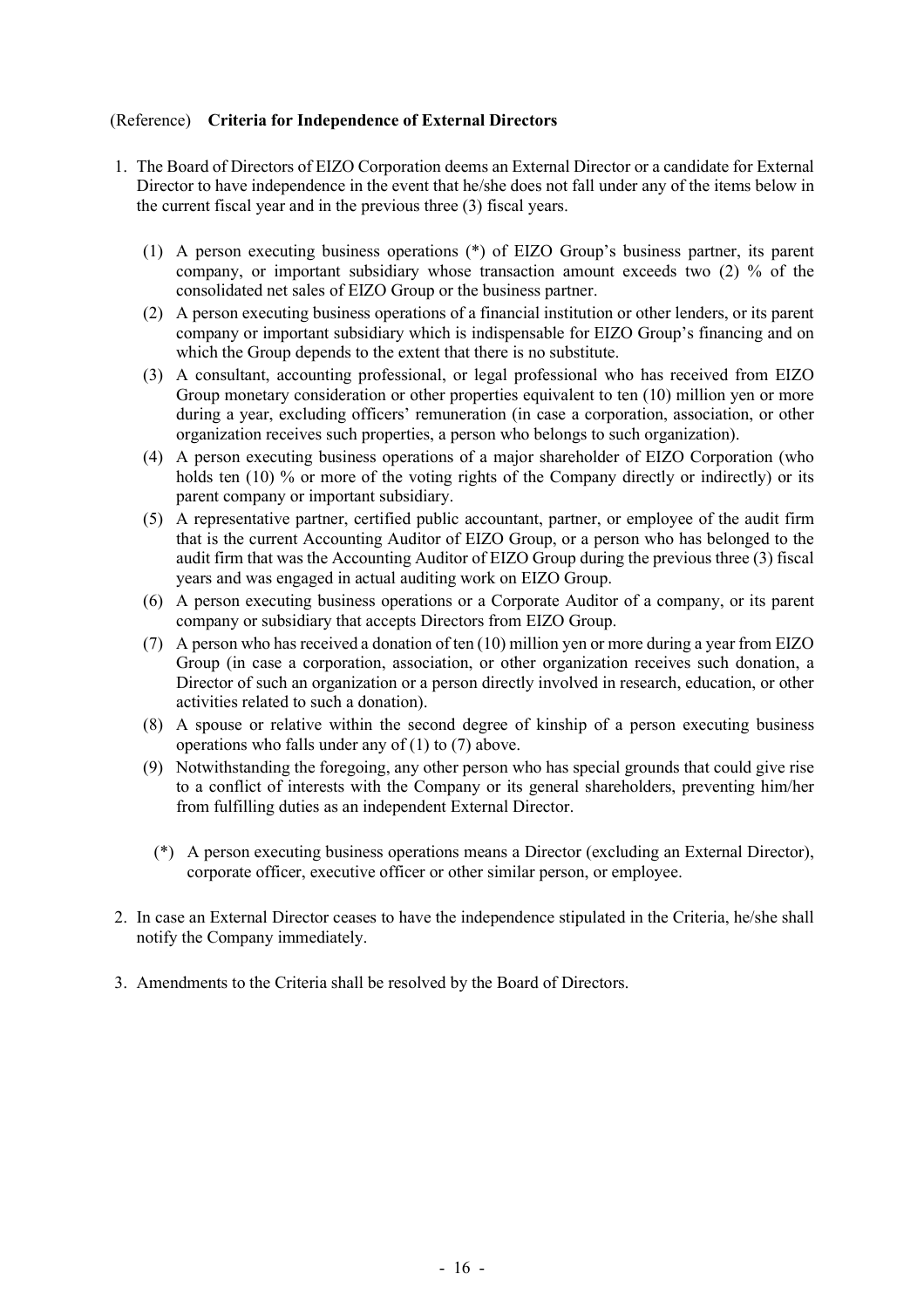(Reference) **Criteria for Independence of External Directors**

1. The Board of Directors of EIZO Corporation deems an External Director or a candidate for External Director to have independence in the event that he/she does not fall under any of the items below in the current fiscal year and in the previous three (3) fiscal years.

   (1) A person executing business operations (*) of EIZO Group's business partner, its parent company, or important subsidiary whose transaction amount exceeds two (2) % of the consolidated net sales of EIZO Group or the business partner.

   (2) A person executing business operations of a financial institution or other lenders, or its parent company or important subsidiary which is indispensable for EIZO Group's financing and on which the Group depends to the extent that there is no substitute.

   (3) A consultant, accounting professional, or legal professional who has received from EIZO Group monetary consideration or other properties equivalent to ten (10) million yen or more during a year, excluding officers' remuneration (in case a corporation, association, or other organization receives such properties, a person who belongs to such organization).

   (4) A person executing business operations of a major shareholder of EIZO Corporation (who holds ten (10) % or more of the voting rights of the Company directly or indirectly) or its parent company or important subsidiary.

   (5) A representative partner, certified public accountant, partner, or employee of the audit firm that is the current Accounting Auditor of EIZO Group, or a person who has belonged to the audit firm that was the Accounting Auditor of EIZO Group during the previous three (3) fiscal years and was engaged in actual auditing work on EIZO Group.

   (6) A person executing business operations or a Corporate Auditor of a company, or its parent company or subsidiary that accepts Directors from EIZO Group.

   (7) A person who has received a donation of ten (10) million yen or more during a year from EIZO Group (in case a corporation, association, or other organization receives such donation, a Director of such an organization or a person directly involved in research, education, or other activities related to such a donation).

   (8) A spouse or relative within the second degree of kinship of a person executing business operations who falls under any of (1) to (7) above.

   (9) Notwithstanding the foregoing, any other person who has special grounds that could give rise to a conflict of interests with the Company or its general shareholders, preventing him/her from fulfilling duties as an independent External Director.

   (*) A person executing business operations means a Director (excluding an External Director), corporate officer, executive officer or other similar person, or employee.

2. In case an External Director ceases to have the independence stipulated in the Criteria, he/she shall notify the Company immediately.

3. Amendments to the Criteria shall be resolved by the Board of Directors.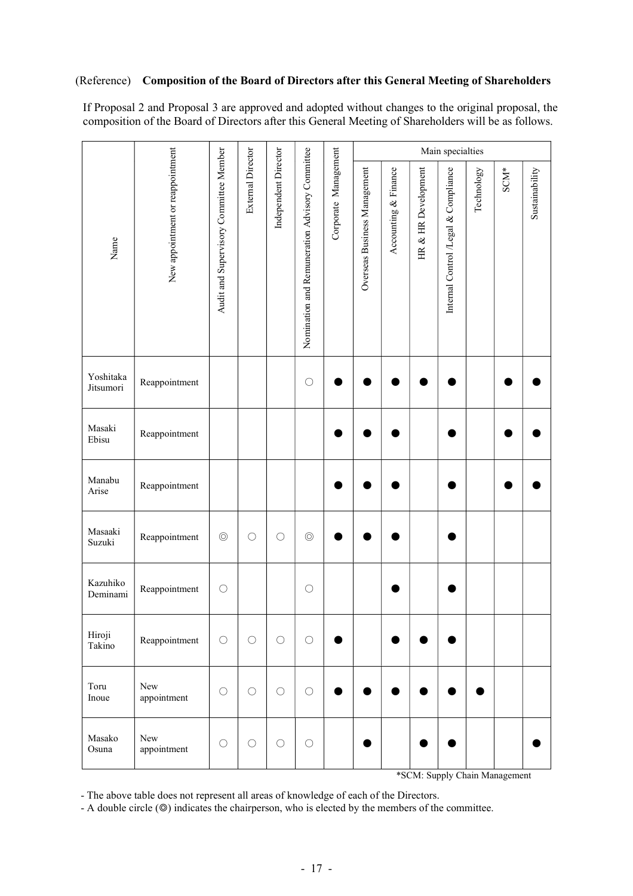(Reference) **Composition of the Board of Directors after this General Meeting of Shareholders**

If Proposal 2 and Proposal 3 are approved and adopted without changes to the original proposal, the composition of the Board of Directors after this General Meeting of Shareholders will be as follows.

| Name | New appointment or reappointment | Audit and Supervisory Committee Member | External Director | Independent Director | Nomination and Remuneration Advisory Committee | Corporate Management | Main specialties | | | | | | |
|---|---|---|---|---|---|---|---|---|---|---|---|---|---|
| | | | | | | | Overseas Business Management | Accounting & Finance | HR & HR Development | Internal Control /Legal & Compliance | Technology | SCM* | Sustainability |
| Yoshitaka Jitsumori | Reappointment | | | | ○ | ● | ● | ● | ● | ● | | ● | ● |
| Masaki Ebisu | Reappointment | | | | | ● | ● | ● | | ● | | ● | ● |
| Manabu Arise | Reappointment | | | | | ● | ● | ● | | ● | | ● | ● |
| Masaaki Suzuki | Reappointment | ◎ | ○ | ○ | ◎ | ● | ● | ● | | ● | | | |
| Kazuhiko Deminami | Reappointment | ○ | | | ○ | | | ● | | ● | | | |
| Hiroji Takino | Reappointment | ○ | ○ | ○ | ○ | ● | | ● | ● | ● | | | |
| Toru Inoue | New appointment | ○ | ○ | ○ | ○ | ● | ● | ● | ● | ● | ● | | |
| Masako Osuna | New appointment | ○ | ○ | ○ | ○ | | ● | | ● | ● | | | ● |

*SCM: Supply Chain Management

- The above table does not represent all areas of knowledge of each of the Directors.
- A double circle (◎) indicates the chairperson, who is elected by the members of the committee.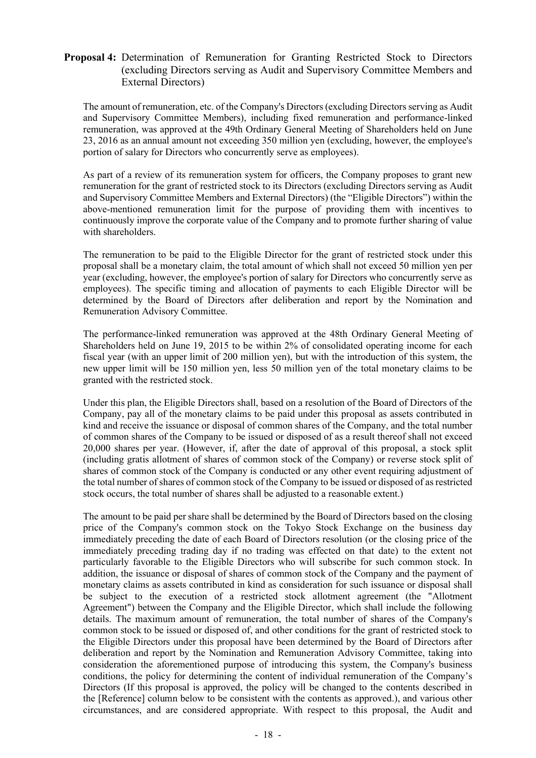**Proposal 4:** Determination of Remuneration for Granting Restricted Stock to Directors (excluding Directors serving as Audit and Supervisory Committee Members and External Directors)

The amount of remuneration, etc. of the Company's Directors (excluding Directors serving as Audit and Supervisory Committee Members), including fixed remuneration and performance-linked remuneration, was approved at the 49th Ordinary General Meeting of Shareholders held on June 23, 2016 as an annual amount not exceeding 350 million yen (excluding, however, the employee's portion of salary for Directors who concurrently serve as employees).

As part of a review of its remuneration system for officers, the Company proposes to grant new remuneration for the grant of restricted stock to its Directors (excluding Directors serving as Audit and Supervisory Committee Members and External Directors) (the "Eligible Directors") within the above-mentioned remuneration limit for the purpose of providing them with incentives to continuously improve the corporate value of the Company and to promote further sharing of value with shareholders.

The remuneration to be paid to the Eligible Director for the grant of restricted stock under this proposal shall be a monetary claim, the total amount of which shall not exceed 50 million yen per year (excluding, however, the employee's portion of salary for Directors who concurrently serve as employees). The specific timing and allocation of payments to each Eligible Director will be determined by the Board of Directors after deliberation and report by the Nomination and Remuneration Advisory Committee.

The performance-linked remuneration was approved at the 48th Ordinary General Meeting of Shareholders held on June 19, 2015 to be within 2% of consolidated operating income for each fiscal year (with an upper limit of 200 million yen), but with the introduction of this system, the new upper limit will be 150 million yen, less 50 million yen of the total monetary claims to be granted with the restricted stock.

Under this plan, the Eligible Directors shall, based on a resolution of the Board of Directors of the Company, pay all of the monetary claims to be paid under this proposal as assets contributed in kind and receive the issuance or disposal of common shares of the Company, and the total number of common shares of the Company to be issued or disposed of as a result thereof shall not exceed 20,000 shares per year. (However, if, after the date of approval of this proposal, a stock split (including gratis allotment of shares of common stock of the Company) or reverse stock split of shares of common stock of the Company is conducted or any other event requiring adjustment of the total number of shares of common stock of the Company to be issued or disposed of as restricted stock occurs, the total number of shares shall be adjusted to a reasonable extent.)

The amount to be paid per share shall be determined by the Board of Directors based on the closing price of the Company's common stock on the Tokyo Stock Exchange on the business day immediately preceding the date of each Board of Directors resolution (or the closing price of the immediately preceding trading day if no trading was effected on that date) to the extent not particularly favorable to the Eligible Directors who will subscribe for such common stock. In addition, the issuance or disposal of shares of common stock of the Company and the payment of monetary claims as assets contributed in kind as consideration for such issuance or disposal shall be subject to the execution of a restricted stock allotment agreement (the "Allotment Agreement") between the Company and the Eligible Director, which shall include the following details. The maximum amount of remuneration, the total number of shares of the Company's common stock to be issued or disposed of, and other conditions for the grant of restricted stock to the Eligible Directors under this proposal have been determined by the Board of Directors after deliberation and report by the Nomination and Remuneration Advisory Committee, taking into consideration the aforementioned purpose of introducing this system, the Company's business conditions, the policy for determining the content of individual remuneration of the Company's Directors (If this proposal is approved, the policy will be changed to the contents described in the [Reference] column below to be consistent with the contents as approved.), and various other circumstances, and are considered appropriate. With respect to this proposal, the Audit and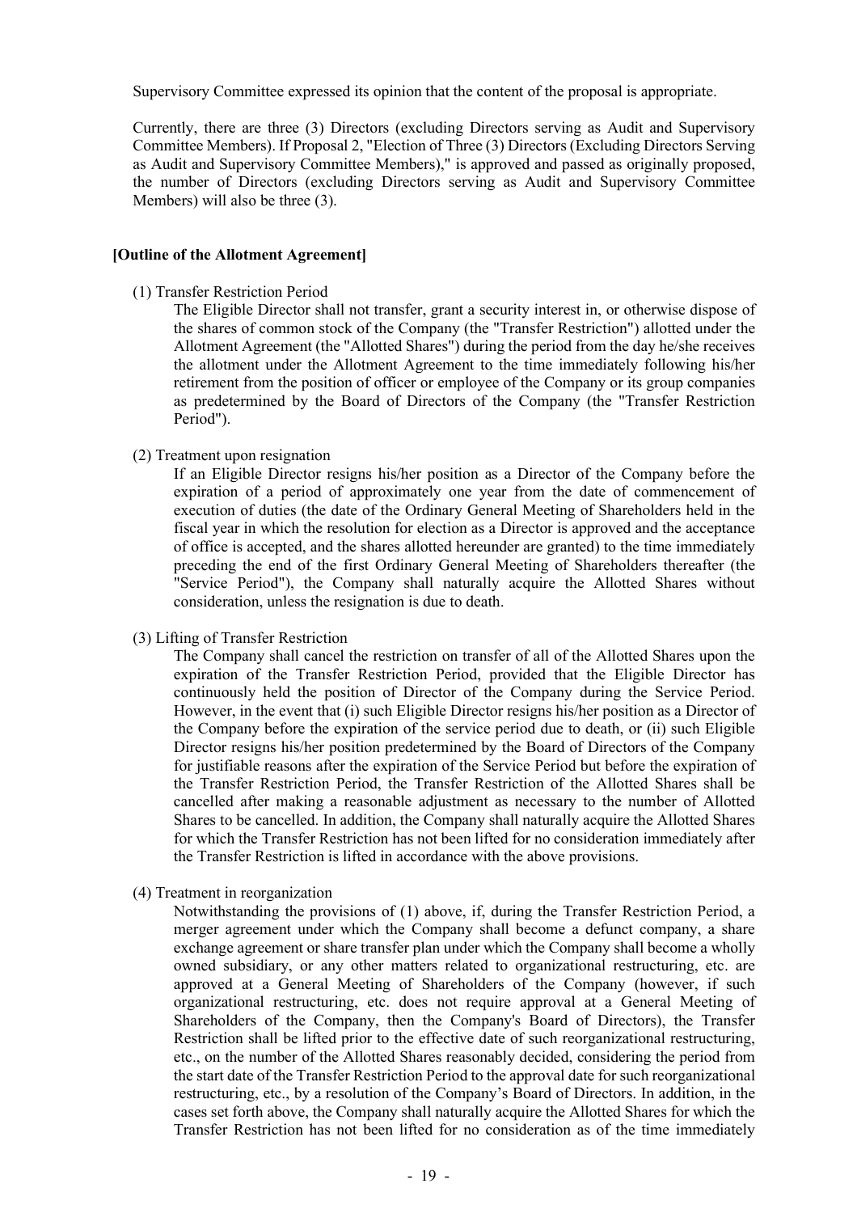Supervisory Committee expressed its opinion that the content of the proposal is appropriate.

Currently, there are three (3) Directors (excluding Directors serving as Audit and Supervisory Committee Members). If Proposal 2, "Election of Three (3) Directors (Excluding Directors Serving as Audit and Supervisory Committee Members)," is approved and passed as originally proposed, the number of Directors (excluding Directors serving as Audit and Supervisory Committee Members) will also be three (3).

**[Outline of the Allotment Agreement]**

(1) Transfer Restriction Period

The Eligible Director shall not transfer, grant a security interest in, or otherwise dispose of the shares of common stock of the Company (the "Transfer Restriction") allotted under the Allotment Agreement (the "Allotted Shares") during the period from the day he/she receives the allotment under the Allotment Agreement to the time immediately following his/her retirement from the position of officer or employee of the Company or its group companies as predetermined by the Board of Directors of the Company (the "Transfer Restriction Period").

(2) Treatment upon resignation

If an Eligible Director resigns his/her position as a Director of the Company before the expiration of a period of approximately one year from the date of commencement of execution of duties (the date of the Ordinary General Meeting of Shareholders held in the fiscal year in which the resolution for election as a Director is approved and the acceptance of office is accepted, and the shares allotted hereunder are granted) to the time immediately preceding the end of the first Ordinary General Meeting of Shareholders thereafter (the "Service Period"), the Company shall naturally acquire the Allotted Shares without consideration, unless the resignation is due to death.

(3) Lifting of Transfer Restriction

The Company shall cancel the restriction on transfer of all of the Allotted Shares upon the expiration of the Transfer Restriction Period, provided that the Eligible Director has continuously held the position of Director of the Company during the Service Period. However, in the event that (i) such Eligible Director resigns his/her position as a Director of the Company before the expiration of the service period due to death, or (ii) such Eligible Director resigns his/her position predetermined by the Board of Directors of the Company for justifiable reasons after the expiration of the Service Period but before the expiration of the Transfer Restriction Period, the Transfer Restriction of the Allotted Shares shall be cancelled after making a reasonable adjustment as necessary to the number of Allotted Shares to be cancelled. In addition, the Company shall naturally acquire the Allotted Shares for which the Transfer Restriction has not been lifted for no consideration immediately after the Transfer Restriction is lifted in accordance with the above provisions.

(4) Treatment in reorganization

Notwithstanding the provisions of (1) above, if, during the Transfer Restriction Period, a merger agreement under which the Company shall become a defunct company, a share exchange agreement or share transfer plan under which the Company shall become a wholly owned subsidiary, or any other matters related to organizational restructuring, etc. are approved at a General Meeting of Shareholders of the Company (however, if such organizational restructuring, etc. does not require approval at a General Meeting of Shareholders of the Company, then the Company's Board of Directors), the Transfer Restriction shall be lifted prior to the effective date of such reorganizational restructuring, etc., on the number of the Allotted Shares reasonably decided, considering the period from the start date of the Transfer Restriction Period to the approval date for such reorganizational restructuring, etc., by a resolution of the Company's Board of Directors. In addition, in the cases set forth above, the Company shall naturally acquire the Allotted Shares for which the Transfer Restriction has not been lifted for no consideration as of the time immediately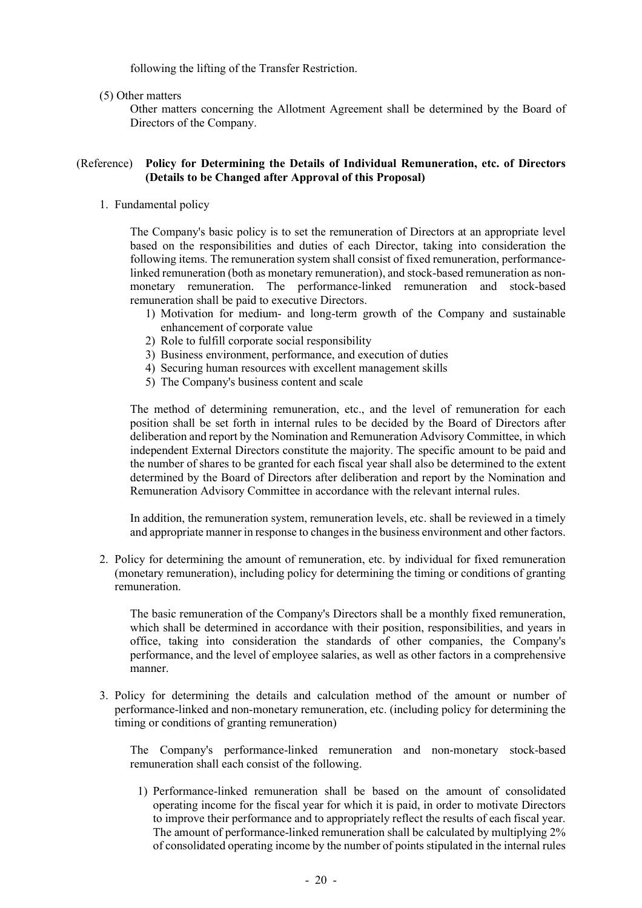following the lifting of the Transfer Restriction.

(5) Other matters

Other matters concerning the Allotment Agreement shall be determined by the Board of Directors of the Company.

## (Reference) **Policy for Determining the Details of Individual Remuneration, etc. of Directors (Details to be Changed after Approval of this Proposal)**

1. Fundamental policy

   The Company's basic policy is to set the remuneration of Directors at an appropriate level based on the responsibilities and duties of each Director, taking into consideration the following items. The remuneration system shall consist of fixed remuneration, performance-linked remuneration (both as monetary remuneration), and stock-based remuneration as non-monetary remuneration. The performance-linked remuneration and stock-based remuneration shall be paid to executive Directors.

   1) Motivation for medium- and long-term growth of the Company and sustainable enhancement of corporate value
   2) Role to fulfill corporate social responsibility
   3) Business environment, performance, and execution of duties
   4) Securing human resources with excellent management skills
   5) The Company's business content and scale

   The method of determining remuneration, etc., and the level of remuneration for each position shall be set forth in internal rules to be decided by the Board of Directors after deliberation and report by the Nomination and Remuneration Advisory Committee, in which independent External Directors constitute the majority. The specific amount to be paid and the number of shares to be granted for each fiscal year shall also be determined to the extent determined by the Board of Directors after deliberation and report by the Nomination and Remuneration Advisory Committee in accordance with the relevant internal rules.

   In addition, the remuneration system, remuneration levels, etc. shall be reviewed in a timely and appropriate manner in response to changes in the business environment and other factors.

2. Policy for determining the amount of remuneration, etc. by individual for fixed remuneration (monetary remuneration), including policy for determining the timing or conditions of granting remuneration.

   The basic remuneration of the Company's Directors shall be a monthly fixed remuneration, which shall be determined in accordance with their position, responsibilities, and years in office, taking into consideration the standards of other companies, the Company's performance, and the level of employee salaries, as well as other factors in a comprehensive manner.

3. Policy for determining the details and calculation method of the amount or number of performance-linked and non-monetary remuneration, etc. (including policy for determining the timing or conditions of granting remuneration)

   The Company's performance-linked remuneration and non-monetary stock-based remuneration shall each consist of the following.

   1) Performance-linked remuneration shall be based on the amount of consolidated operating income for the fiscal year for which it is paid, in order to motivate Directors to improve their performance and to appropriately reflect the results of each fiscal year. The amount of performance-linked remuneration shall be calculated by multiplying 2% of consolidated operating income by the number of points stipulated in the internal rules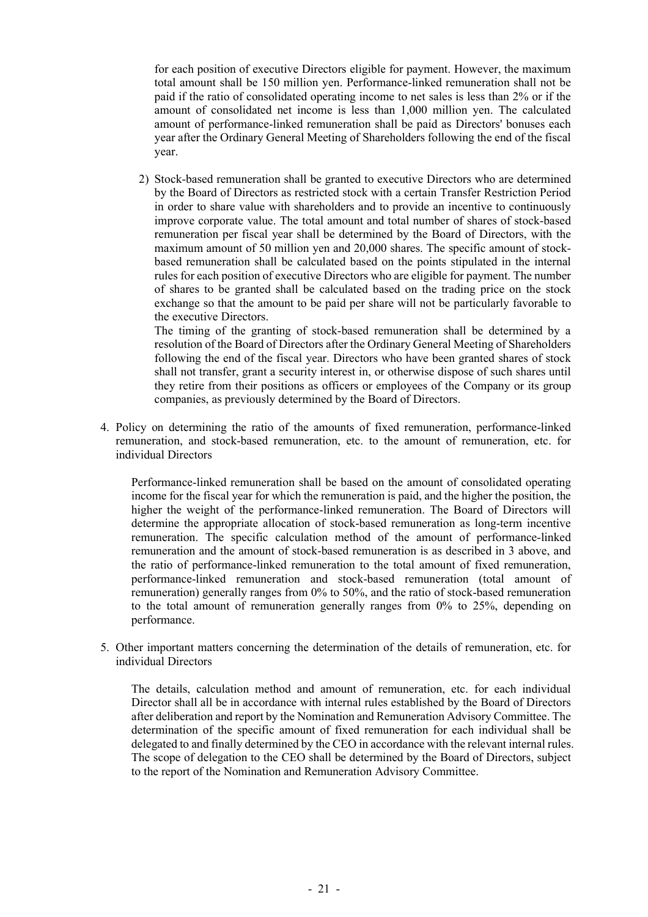for each position of executive Directors eligible for payment. However, the maximum total amount shall be 150 million yen. Performance-linked remuneration shall not be paid if the ratio of consolidated operating income to net sales is less than 2% or if the amount of consolidated net income is less than 1,000 million yen. The calculated amount of performance-linked remuneration shall be paid as Directors' bonuses each year after the Ordinary General Meeting of Shareholders following the end of the fiscal year.

2) Stock-based remuneration shall be granted to executive Directors who are determined by the Board of Directors as restricted stock with a certain Transfer Restriction Period in order to share value with shareholders and to provide an incentive to continuously improve corporate value. The total amount and total number of shares of stock-based remuneration per fiscal year shall be determined by the Board of Directors, with the maximum amount of 50 million yen and 20,000 shares. The specific amount of stock-based remuneration shall be calculated based on the points stipulated in the internal rules for each position of executive Directors who are eligible for payment. The number of shares to be granted shall be calculated based on the trading price on the stock exchange so that the amount to be paid per share will not be particularly favorable to the executive Directors.

The timing of the granting of stock-based remuneration shall be determined by a resolution of the Board of Directors after the Ordinary General Meeting of Shareholders following the end of the fiscal year. Directors who have been granted shares of stock shall not transfer, grant a security interest in, or otherwise dispose of such shares until they retire from their positions as officers or employees of the Company or its group companies, as previously determined by the Board of Directors.

4. Policy on determining the ratio of the amounts of fixed remuneration, performance-linked remuneration, and stock-based remuneration, etc. to the amount of remuneration, etc. for individual Directors

Performance-linked remuneration shall be based on the amount of consolidated operating income for the fiscal year for which the remuneration is paid, and the higher the position, the higher the weight of the performance-linked remuneration. The Board of Directors will determine the appropriate allocation of stock-based remuneration as long-term incentive remuneration. The specific calculation method of the amount of performance-linked remuneration and the amount of stock-based remuneration is as described in 3 above, and the ratio of performance-linked remuneration to the total amount of fixed remuneration, performance-linked remuneration and stock-based remuneration (total amount of remuneration) generally ranges from 0% to 50%, and the ratio of stock-based remuneration to the total amount of remuneration generally ranges from 0% to 25%, depending on performance.

5. Other important matters concerning the determination of the details of remuneration, etc. for individual Directors

The details, calculation method and amount of remuneration, etc. for each individual Director shall all be in accordance with internal rules established by the Board of Directors after deliberation and report by the Nomination and Remuneration Advisory Committee. The determination of the specific amount of fixed remuneration for each individual shall be delegated to and finally determined by the CEO in accordance with the relevant internal rules. The scope of delegation to the CEO shall be determined by the Board of Directors, subject to the report of the Nomination and Remuneration Advisory Committee.